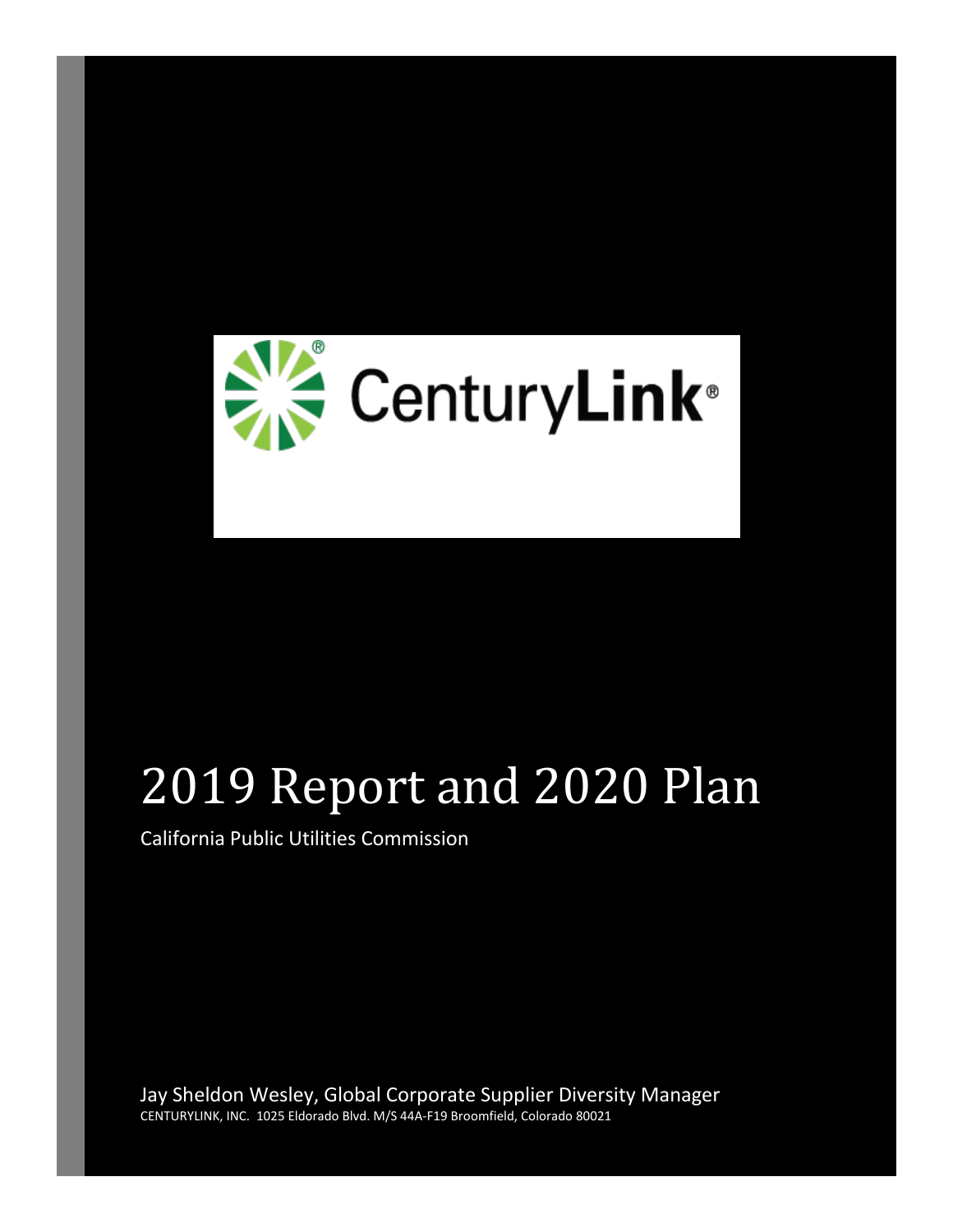CenturyLink®

# 2019 Report and 2020 Plan

California Public Utilities Commission

Jay Sheldon Wesley, Global Corporate Supplier Diversity Manager

CENTURYLINK, INC. 1025 Eldorado Blvd. M/S 44A-F19 Broomfield, Colorado 80021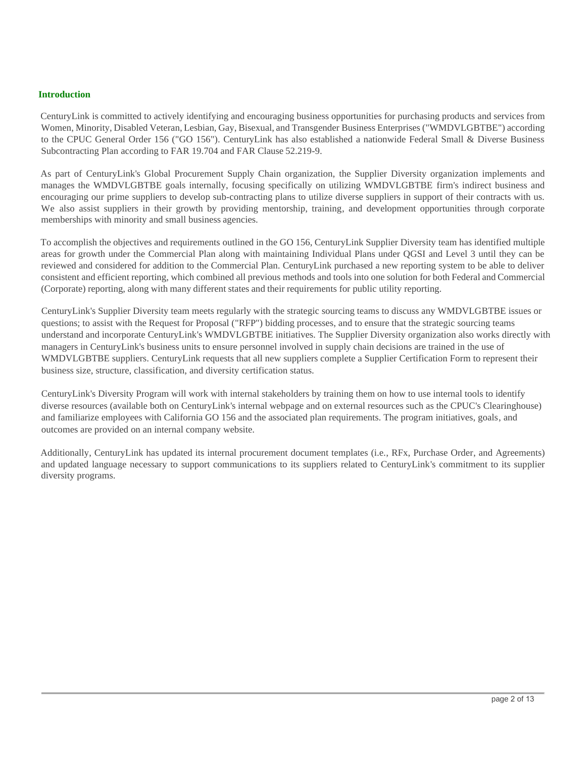## Introduction

CenturyLink is committed to actively identifying and encouraging business opportunities for purchasing products and services from Women, Minority, Disabled Veteran, Lesbian, Gay, Bisexual, and Transgender Business Enterprises ("WMDVLGBTBE") according to the CPUC General Order 156 ("GO 156"). CenturyLink has also established a nationwide Federal Small & Diverse Business Subcontracting Plan according to FAR 19.704 and FAR Clause 52.219-9.

As part of CenturyLink's Global Procurement Supply Chain organization, the Supplier Diversity organization implements and manages the WMDVLGBTBE goals internally, focusing specifically on utilizing WMDVLGBTBE firm's indirect business and encouraging our prime suppliers to develop sub-contracting plans to utilize diverse suppliers in support of their contracts with us. We also assist suppliers in their growth by providing mentorship, training, and development opportunities through corporate memberships with minority and small business agencies.

To accomplish the objectives and requirements outlined in the GO 156, CenturyLink Supplier Diversity team has identified multiple areas for growth under the Commercial Plan along with maintaining Individual Plans under QGSI and Level 3 until they can be reviewed and considered for addition to the Commercial Plan. CenturyLink purchased a new reporting system to be able to deliver consistent and efficient reporting, which combined all previous methods and tools into one solution for both Federal and Commercial (Corporate) reporting, along with many different states and their requirements for public utility reporting.

CenturyLink's Supplier Diversity team meets regularly with the strategic sourcing teams to discuss any WMDVLGBTBE issues or questions; to assist with the Request for Proposal ("RFP") bidding processes, and to ensure that the strategic sourcing teams understand and incorporate CenturyLink's WMDVLGBTBE initiatives. The Supplier Diversity organization also works directly with managers in CenturyLink's business units to ensure personnel involved in supply chain decisions are trained in the use of WMDVLGBTBE suppliers. CenturyLink requests that all new suppliers complete a Supplier Certification Form to represent their business size, structure, classification, and diversity certification status.

CenturyLink's Diversity Program will work with internal stakeholders by training them on how to use internal tools to identify diverse resources (available both on CenturyLink's internal webpage and on external resources such as the CPUC's Clearinghouse) and familiarize employees with California GO 156 and the associated plan requirements. The program initiatives, goals, and outcomes are provided on an internal company website.

Additionally, CenturyLink has updated its internal procurement document templates (i.e., RFx, Purchase Order, and Agreements) and updated language necessary to support communications to its suppliers related to CenturyLink's commitment to its supplier diversity programs.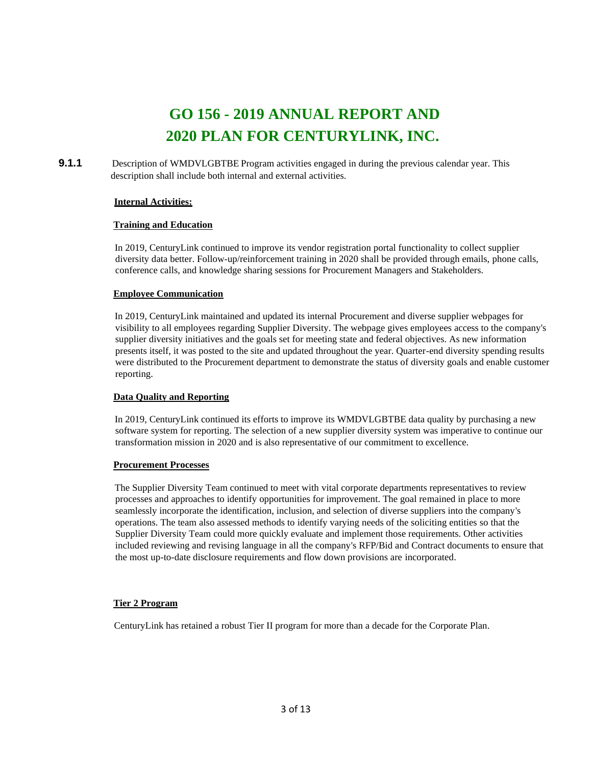# GO 156 - 2019 ANNUAL REPORT AND 2020 PLAN FOR CENTURYLINK, INC.

**9.1.1** Description of WMDVLGBTBE Program activities engaged in during the previous calendar year. This description shall include both internal and external activities.

**Internal Activities:**

**Training and Education**

In 2019, CenturyLink continued to improve its vendor registration portal functionality to collect supplier diversity data better. Follow-up/reinforcement training in 2020 shall be provided through emails, phone calls, conference calls, and knowledge sharing sessions for Procurement Managers and Stakeholders.

**Employee Communication**

In 2019, CenturyLink maintained and updated its internal Procurement and diverse supplier webpages for visibility to all employees regarding Supplier Diversity. The webpage gives employees access to the company's supplier diversity initiatives and the goals set for meeting state and federal objectives. As new information presents itself, it was posted to the site and updated throughout the year. Quarter-end diversity spending results were distributed to the Procurement department to demonstrate the status of diversity goals and enable customer reporting.

**Data Quality and Reporting**

In 2019, CenturyLink continued its efforts to improve its WMDVLGBTBE data quality by purchasing a new software system for reporting. The selection of a new supplier diversity system was imperative to continue our transformation mission in 2020 and is also representative of our commitment to excellence.

**Procurement Processes**

The Supplier Diversity Team continued to meet with vital corporate departments representatives to review processes and approaches to identify opportunities for improvement. The goal remained in place to more seamlessly incorporate the identification, inclusion, and selection of diverse suppliers into the company's operations. The team also assessed methods to identify varying needs of the soliciting entities so that the Supplier Diversity Team could more quickly evaluate and implement those requirements. Other activities included reviewing and revising language in all the company's RFP/Bid and Contract documents to ensure that the most up-to-date disclosure requirements and flow down provisions are incorporated.

**Tier 2 Program**

CenturyLink has retained a robust Tier II program for more than a decade for the Corporate Plan.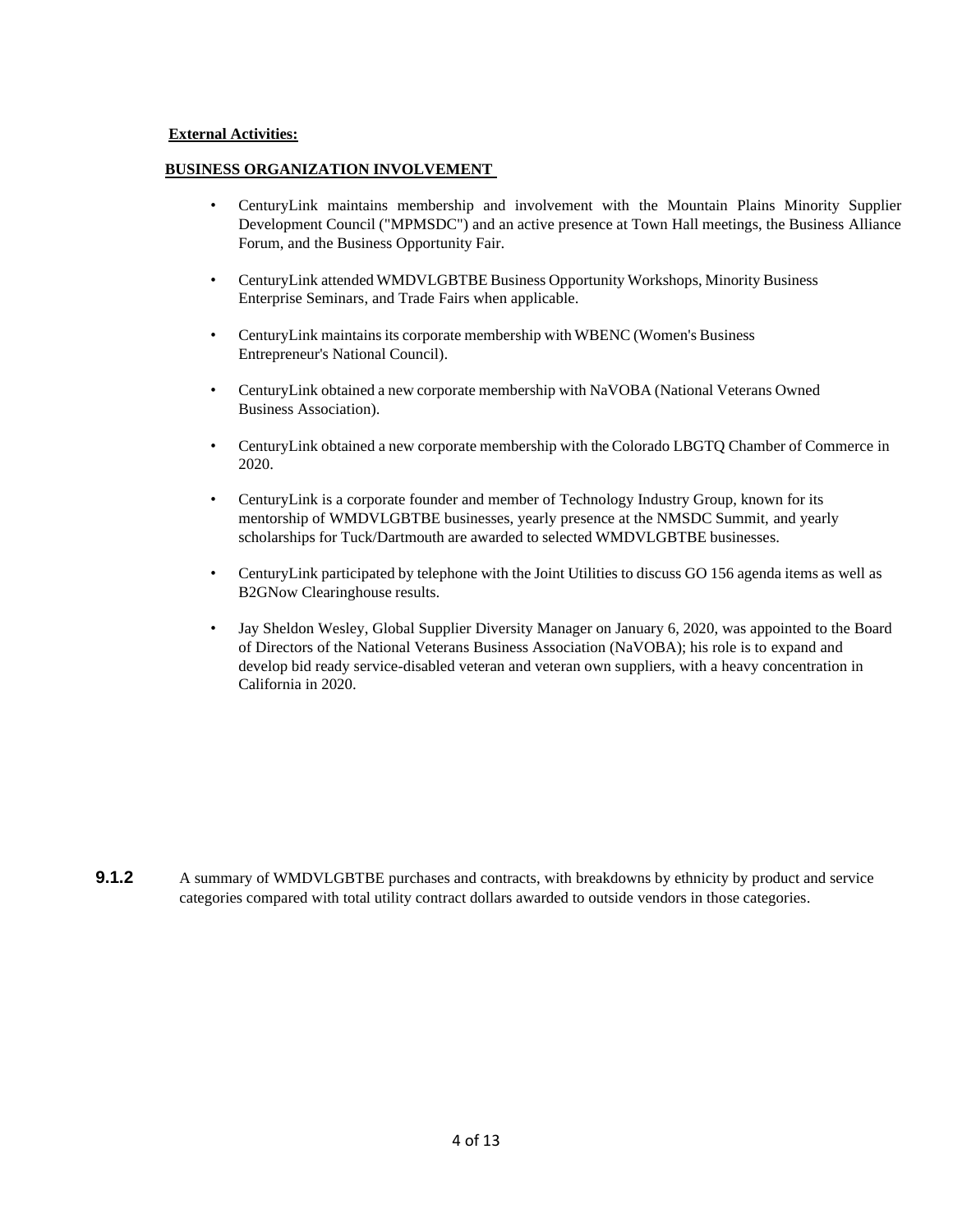**External Activities:**

**BUSINESS ORGANIZATION INVOLVEMENT**

- CenturyLink maintains membership and involvement with the Mountain Plains Minority Supplier Development Council ("MPMSDC") and an active presence at Town Hall meetings, the Business Alliance Forum, and the Business Opportunity Fair.
- CenturyLink attended WMDVLGBTBE Business Opportunity Workshops, Minority Business Enterprise Seminars, and Trade Fairs when applicable.
- CenturyLink maintains its corporate membership with WBENC (Women's Business Entrepreneur's National Council).
- CenturyLink obtained a new corporate membership with NaVOBA (National Veterans Owned Business Association).
- CenturyLink obtained a new corporate membership with the Colorado LBGTQ Chamber of Commerce in 2020.
- CenturyLink is a corporate founder and member of Technology Industry Group, known for its mentorship of WMDVLGBTBE businesses, yearly presence at the NMSDC Summit, and yearly scholarships for Tuck/Dartmouth are awarded to selected WMDVLGBTBE businesses.
- CenturyLink participated by telephone with the Joint Utilities to discuss GO 156 agenda items as well as B2GNow Clearinghouse results.
- Jay Sheldon Wesley, Global Supplier Diversity Manager on January 6, 2020, was appointed to the Board of Directors of the National Veterans Business Association (NaVOBA); his role is to expand and develop bid ready service-disabled veteran and veteran own suppliers, with a heavy concentration in California in 2020.

**9.1.2** A summary of WMDVLGBTBE purchases and contracts, with breakdowns by ethnicity by product and service categories compared with total utility contract dollars awarded to outside vendors in those categories.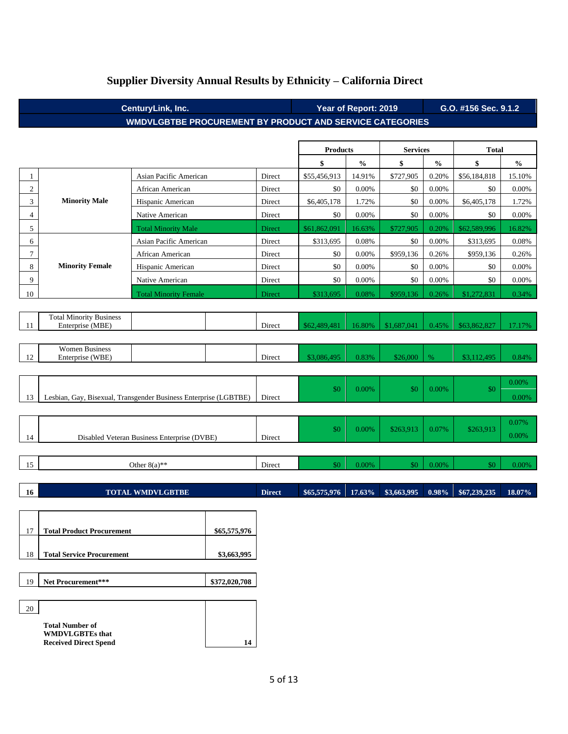# Supplier Diversity Annual Results by Ethnicity – California Direct

| CenturyLink, Inc. | Year of Report: 2019 | G.O. #156 Sec. 9.1.2 |
|---|---|---|

**WMDVLGBTBE PROCUREMENT BY PRODUCT AND SERVICE CATEGORIES**

| | | | | Products | | Services | | Total | |
|---|---|---|---|---|---|---|---|---|---|
| | | | | $ | % | $ | % | $ | % |
| 1 | Minority Male | Asian Pacific American | Direct | $55,456,913 | 14.91% | $727,905 | 0.20% | $56,184,818 | 15.10% |
| 2 | | African American | Direct | $0 | 0.00% | $0 | 0.00% | $0 | 0.00% |
| 3 | | Hispanic American | Direct | $6,405,178 | 1.72% | $0 | 0.00% | $6,405,178 | 1.72% |
| 4 | | Native American | Direct | $0 | 0.00% | $0 | 0.00% | $0 | 0.00% |
| 5 | | Total Minority Male | Direct | $61,862,091 | 16.63% | $727,905 | 0.20% | $62,589,996 | 16.82% |
| 6 | Minority Female | Asian Pacific American | Direct | $313,695 | 0.08% | $0 | 0.00% | $313,695 | 0.08% |
| 7 | | African American | Direct | $0 | 0.00% | $959,136 | 0.26% | $959,136 | 0.26% |
| 8 | | Hispanic American | Direct | $0 | 0.00% | $0 | 0.00% | $0 | 0.00% |
| 9 | | Native American | Direct | $0 | 0.00% | $0 | 0.00% | $0 | 0.00% |
| 10 | | Total Minority Female | Direct | $313,695 | 0.08% | $959,136 | 0.26% | $1,272,831 | 0.34% |
| 11 | Total Minority Business Enterprise (MBE) | | Direct | $62,489,481 | 16.80% | $1,687,041 | 0.45% | $63,862,827 | 17.17% |
| 12 | Women Business Enterprise (WBE) | | Direct | $3,086,495 | 0.83% | $26,000 | % | $3,112,495 | 0.84% |
| 13 | Lesbian, Gay, Bisexual, Transgender Business Enterprise (LGBTBE) | | Direct | $0 | 0.00% | $0 | 0.00% | $0 | 0.00% / 0.00% |
| 14 | Disabled Veteran Business Enterprise (DVBE) | | Direct | $0 | 0.00% | $263,913 | 0.07% | $263,913 | 0.07% / 0.00% |
| 15 | Other 8(a)** | | Direct | $0 | 0.00% | $0 | 0.00% | $0 | 0.00% |
| **16** | **TOTAL WMDVLGBTBE** | | **Direct** | **$65,575,976** | **17.63%** | **$3,663,995** | **0.98%** | **$67,239,235** | **18.07%** |

| | | |
|---|---|---|
| 17 | **Total Product Procurement** | **$65,575,976** |
| 18 | **Total Service Procurement** | **$3,663,995** |
| 19 | **Net Procurement*** ** | **$372,020,708** |
| 20 | **Total Number of WMDVLGBTEs that Received Direct Spend** | **14** |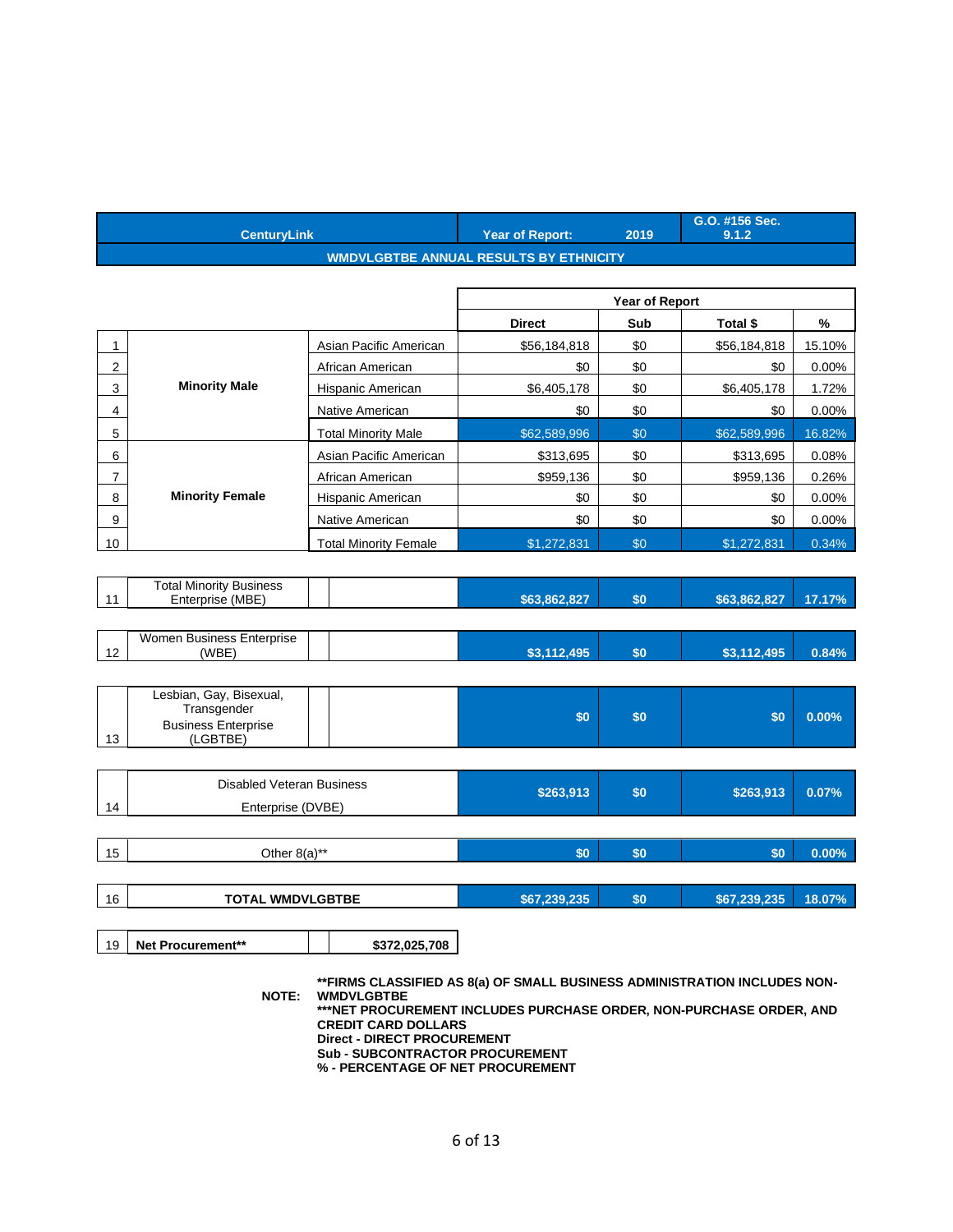| CenturyLink | Year of Report: 2019 | G.O. #156 Sec. 9.1.2 |
|---|---|---|

**WMDVLGBTBE ANNUAL RESULTS BY ETHNICITY**

| | | | Year of Report | | | |
|---|---|---|---|---|---|---|
| | | | Direct | Sub | Total $ | % |
| 1 | Minority Male | Asian Pacific American | $56,184,818 | $0 | $56,184,818 | 15.10% |
| 2 | | African American | $0 | $0 | $0 | 0.00% |
| 3 | | Hispanic American | $6,405,178 | $0 | $6,405,178 | 1.72% |
| 4 | | Native American | $0 | $0 | $0 | 0.00% |
| 5 | | Total Minority Male | $62,589,996 | $0 | $62,589,996 | 16.82% |
| 6 | Minority Female | Asian Pacific American | $313,695 | $0 | $313,695 | 0.08% |
| 7 | | African American | $959,136 | $0 | $959,136 | 0.26% |
| 8 | | Hispanic American | $0 | $0 | $0 | 0.00% |
| 9 | | Native American | $0 | $0 | $0 | 0.00% |
| 10 | | Total Minority Female | $1,272,831 | $0 | $1,272,831 | 0.34% |
| 11 | Total Minority Business Enterprise (MBE) | | $63,862,827 | $0 | $63,862,827 | 17.17% |
| 12 | Women Business Enterprise (WBE) | | $3,112,495 | $0 | $3,112,495 | 0.84% |
| 13 | Lesbian, Gay, Bisexual, Transgender Business Enterprise (LGBTBE) | | $0 | $0 | $0 | 0.00% |
| 14 | Disabled Veteran Business Enterprise (DVBE) | | $263,913 | $0 | $263,913 | 0.07% |
| 15 | Other 8(a)** | | $0 | $0 | $0 | 0.00% |
| 16 | TOTAL WMDVLGBTBE | | $67,239,235 | $0 | $67,239,235 | 18.07% |
| 19 | Net Procurement** | $372,025,708 | | | | |

**NOTE:**
**FIRMS CLASSIFIED AS 8(a) OF SMALL BUSINESS ADMINISTRATION INCLUDES NON-WMDVLGBTBE**
***NET PROCUREMENT INCLUDES PURCHASE ORDER, NON-PURCHASE ORDER, AND CREDIT CARD DOLLARS**
**Direct - DIRECT PROCUREMENT**
**Sub - SUBCONTRACTOR PROCUREMENT**
**% - PERCENTAGE OF NET PROCUREMENT**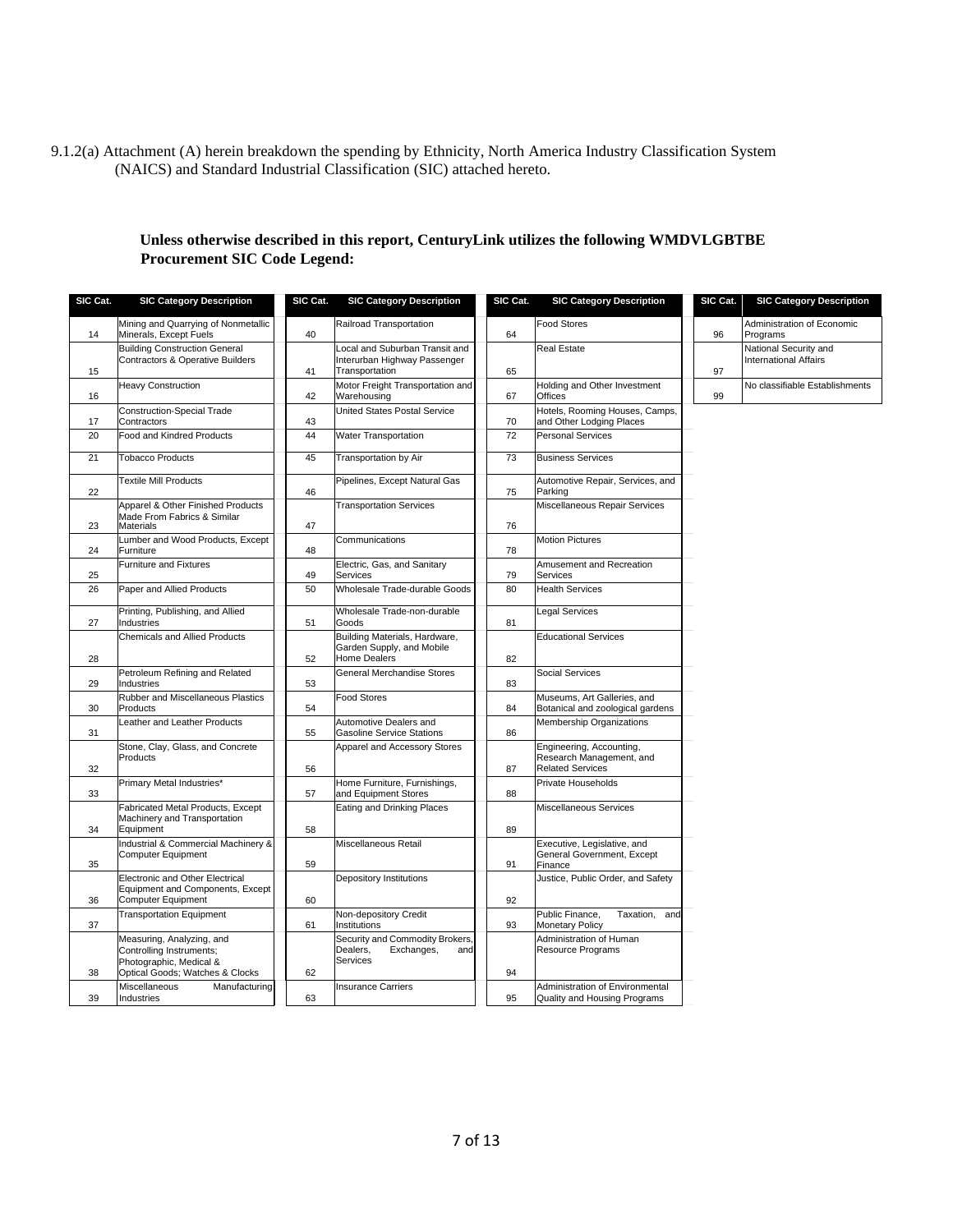9.1.2(a) Attachment (A) herein breakdown the spending by Ethnicity, North America Industry Classification System (NAICS) and Standard Industrial Classification (SIC) attached hereto.

**Unless otherwise described in this report, CenturyLink utilizes the following WMDVLGBTBE Procurement SIC Code Legend:**

| SIC Cat. | SIC Category Description |
|---|---|
| 14 | Mining and Quarrying of Nonmetallic Minerals, Except Fuels |
| 15 | Building Construction General Contractors & Operative Builders |
| 16 | Heavy Construction |
| 17 | Construction-Special Trade Contractors |
| 20 | Food and Kindred Products |
| 21 | Tobacco Products |
| 22 | Textile Mill Products |
| 23 | Apparel & Other Finished Products Made From Fabrics & Similar Materials |
| 24 | Lumber and Wood Products, Except Furniture |
| 25 | Furniture and Fixtures |
| 26 | Paper and Allied Products |
| 27 | Printing, Publishing, and Allied Industries |
| 28 | Chemicals and Allied Products |
| 29 | Petroleum Refining and Related Industries |
| 30 | Rubber and Miscellaneous Plastics Products |
| 31 | Leather and Leather Products |
| 32 | Stone, Clay, Glass, and Concrete Products |
| 33 | Primary Metal Industries* |
| 34 | Fabricated Metal Products, Except Machinery and Transportation Equipment |
| 35 | Industrial & Commercial Machinery & Computer Equipment |
| 36 | Electronic and Other Electrical Equipment and Components, Except Computer Equipment |
| 37 | Transportation Equipment |
| 38 | Measuring, Analyzing, and Controlling Instruments; Photographic, Medical & Optical Goods; Watches & Clocks |
| 39 | Miscellaneous Manufacturing Industries |

| SIC Cat. | SIC Category Description |
|---|---|
| 40 | Railroad Transportation |
| 41 | Local and Suburban Transit and Interurban Highway Passenger Transportation |
| 42 | Motor Freight Transportation and Warehousing |
| 43 | United States Postal Service |
| 44 | Water Transportation |
| 45 | Transportation by Air |
| 46 | Pipelines, Except Natural Gas |
| 47 | Transportation Services |
| 48 | Communications |
| 49 | Electric, Gas, and Sanitary Services |
| 50 | Wholesale Trade-durable Goods |
| 51 | Wholesale Trade-non-durable Goods |
| 52 | Building Materials, Hardware, Garden Supply, and Mobile Home Dealers |
| 53 | General Merchandise Stores |
| 54 | Food Stores |
| 55 | Automotive Dealers and Gasoline Service Stations |
| 56 | Apparel and Accessory Stores |
| 57 | Home Furniture, Furnishings, and Equipment Stores |
| 58 | Eating and Drinking Places |
| 59 | Miscellaneous Retail |
| 60 | Depository Institutions |
| 61 | Non-depository Credit Institutions |
| 62 | Security and Commodity Brokers, Dealers, Exchanges, and Services |
| 63 | Insurance Carriers |

| SIC Cat. | SIC Category Description |
|---|---|
| 64 | Food Stores |
| 65 | Real Estate |
| 67 | Holding and Other Investment Offices |
| 70 | Hotels, Rooming Houses, Camps, and Other Lodging Places |
| 72 | Personal Services |
| 73 | Business Services |
| 75 | Automotive Repair, Services, and Parking |
| 76 | Miscellaneous Repair Services |
| 78 | Motion Pictures |
| 79 | Amusement and Recreation Services |
| 80 | Health Services |
| 81 | Legal Services |
| 82 | Educational Services |
| 83 | Social Services |
| 84 | Museums, Art Galleries, and Botanical and zoological gardens |
| 86 | Membership Organizations |
| 87 | Engineering, Accounting, Research Management, and Related Services |
| 88 | Private Households |
| 89 | Miscellaneous Services |
| 91 | Executive, Legislative, and General Government, Except Finance |
| 92 | Justice, Public Order, and Safety |
| 93 | Public Finance, Taxation, and Monetary Policy |
| 94 | Administration of Human Resource Programs |
| 95 | Administration of Environmental Quality and Housing Programs |

| SIC Cat. | SIC Category Description |
|---|---|
| 96 | Administration of Economic Programs |
| 97 | National Security and International Affairs |
| 99 | No classifiable Establishments |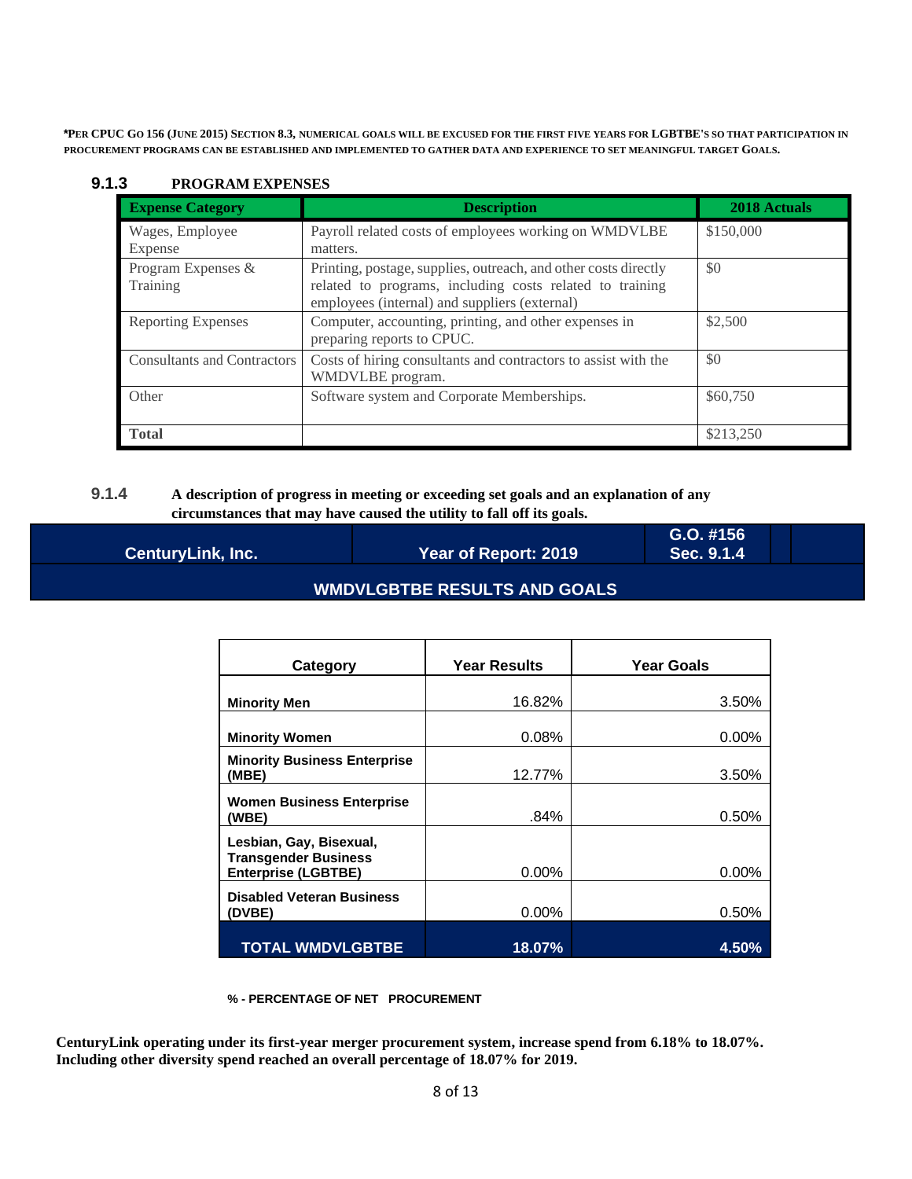**\*Per CPUC GO 156 (June 2015) Section 8.3, numerical goals will be excused for the first five years for LGBTBE's so that participation in procurement programs can be established and implemented to gather data and experience to set meaningful target Goals.**

### 9.1.3 PROGRAM EXPENSES

| Expense Category | Description | 2018 Actuals |
|---|---|---|
| Wages, Employee Expense | Payroll related costs of employees working on WMDVLBE matters. | $150,000 |
| Program Expenses & Training | Printing, postage, supplies, outreach, and other costs directly related to programs, including costs related to training employees (internal) and suppliers (external) | $0 |
| Reporting Expenses | Computer, accounting, printing, and other expenses in preparing reports to CPUC. | $2,500 |
| Consultants and Contractors | Costs of hiring consultants and contractors to assist with the WMDVLBE program. | $0 |
| Other | Software system and Corporate Memberships. | $60,750 |
| **Total** | | $213,250 |

### 9.1.4 A description of progress in meeting or exceeding set goals and an explanation of any circumstances that may have caused the utility to fall off its goals.

| CenturyLink, Inc. | Year of Report: 2019 | G.O. #156 Sec. 9.1.4 |
|---|---|---|

**WMDVLGBTBE RESULTS AND GOALS**

| Category | Year Results | Year Goals |
|---|---|---|
| **Minority Men** | 16.82% | 3.50% |
| **Minority Women** | 0.08% | 0.00% |
| **Minority Business Enterprise (MBE)** | 12.77% | 3.50% |
| **Women Business Enterprise (WBE)** | .84% | 0.50% |
| **Lesbian, Gay, Bisexual, Transgender Business Enterprise (LGBTBE)** | 0.00% | 0.00% |
| **Disabled Veteran Business (DVBE)** | 0.00% | 0.50% |
| **TOTAL WMDVLGBTBE** | **18.07%** | **4.50%** |

**% - PERCENTAGE OF NET PROCUREMENT**

**CenturyLink operating under its first-year merger procurement system, increase spend from 6.18% to 18.07%. Including other diversity spend reached an overall percentage of 18.07% for 2019.**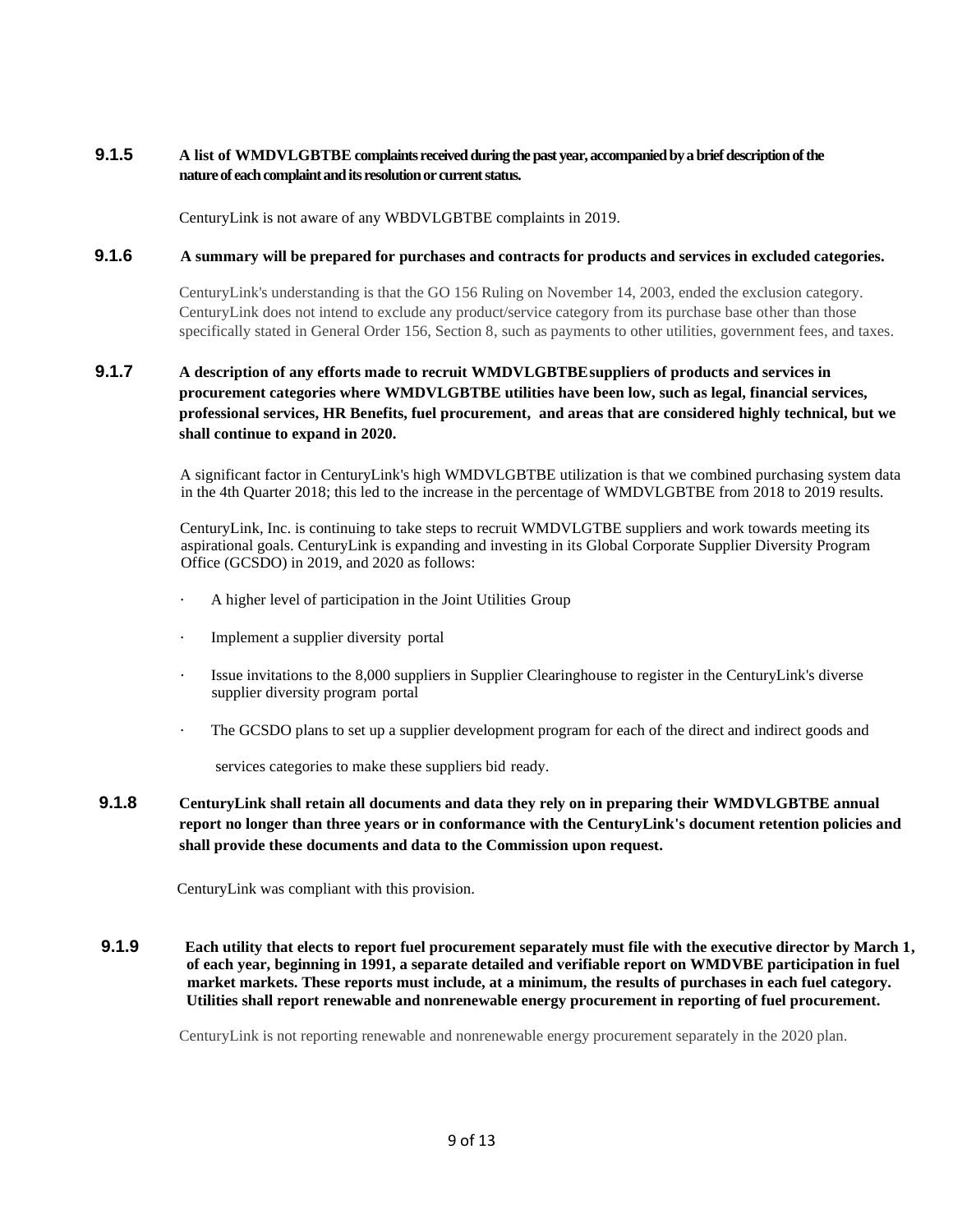### 9.1.5 A list of WMDVLGBTBE complaints received during the past year, accompanied by a brief description of the nature of each complaint and its resolution or current status.

CenturyLink is not aware of any WBDVLGBTBE complaints in 2019.

### 9.1.6 A summary will be prepared for purchases and contracts for products and services in excluded categories.

CenturyLink's understanding is that the GO 156 Ruling on November 14, 2003, ended the exclusion category. CenturyLink does not intend to exclude any product/service category from its purchase base other than those specifically stated in General Order 156, Section 8, such as payments to other utilities, government fees, and taxes.

### 9.1.7 A description of any efforts made to recruit WMDVLGBTBE suppliers of products and services in procurement categories where WMDVLGBTBE utilities have been low, such as legal, financial services, professional services, HR Benefits, fuel procurement, and areas that are considered highly technical, but we shall continue to expand in 2020.

A significant factor in CenturyLink's high WMDVLGBTBE utilization is that we combined purchasing system data in the 4th Quarter 2018; this led to the increase in the percentage of WMDVLGBTBE from 2018 to 2019 results.

CenturyLink, Inc. is continuing to take steps to recruit WMDVLGTBE suppliers and work towards meeting its aspirational goals. CenturyLink is expanding and investing in its Global Corporate Supplier Diversity Program Office (GCSDO) in 2019, and 2020 as follows:

- A higher level of participation in the Joint Utilities Group
- Implement a supplier diversity portal
- Issue invitations to the 8,000 suppliers in Supplier Clearinghouse to register in the CenturyLink's diverse supplier diversity program portal
- The GCSDO plans to set up a supplier development program for each of the direct and indirect goods and services categories to make these suppliers bid ready.

### 9.1.8 CenturyLink shall retain all documents and data they rely on in preparing their WMDVLGBTBE annual report no longer than three years or in conformance with the CenturyLink's document retention policies and shall provide these documents and data to the Commission upon request.

CenturyLink was compliant with this provision.

### 9.1.9 Each utility that elects to report fuel procurement separately must file with the executive director by March 1, of each year, beginning in 1991, a separate detailed and verifiable report on WMDVBE participation in fuel market markets. These reports must include, at a minimum, the results of purchases in each fuel category. Utilities shall report renewable and nonrenewable energy procurement in reporting of fuel procurement.

CenturyLink is not reporting renewable and nonrenewable energy procurement separately in the 2020 plan.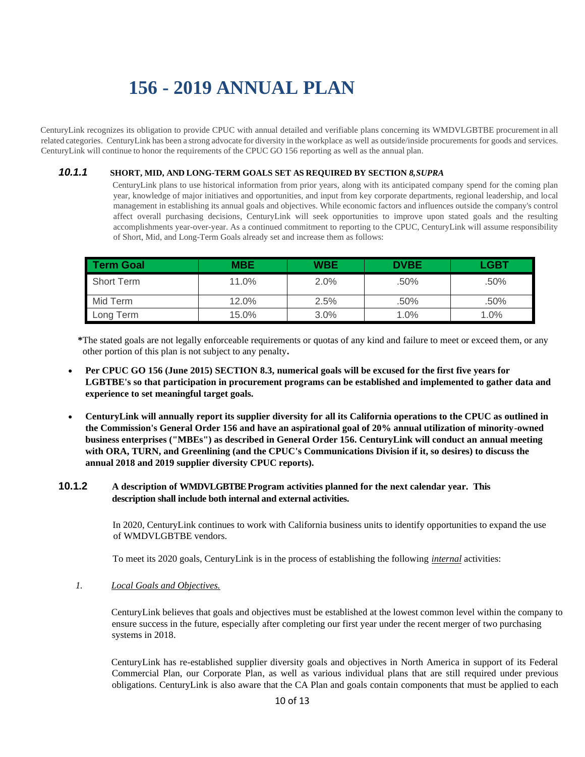# 156 - 2019 ANNUAL PLAN

CenturyLink recognizes its obligation to provide CPUC with annual detailed and verifiable plans concerning its WMDVLGBTBE procurement in all related categories. CenturyLink has been a strong advocate for diversity in the workplace as well as outside/inside procurements for goods and services. CenturyLink will continue to honor the requirements of the CPUC GO 156 reporting as well as the annual plan.

### *10.1.1* SHORT, MID, AND LONG-TERM GOALS SET AS REQUIRED BY SECTION *8, SUPRA*

CenturyLink plans to use historical information from prior years, along with its anticipated company spend for the coming plan year, knowledge of major initiatives and opportunities, and input from key corporate departments, regional leadership, and local management in establishing its annual goals and objectives. While economic factors and influences outside the company's control affect overall purchasing decisions, CenturyLink will seek opportunities to improve upon stated goals and the resulting accomplishments year-over-year. As a continued commitment to reporting to the CPUC, CenturyLink will assume responsibility of Short, Mid, and Long-Term Goals already set and increase them as follows:

| Term Goal | MBE | WBE | DVBE | LGBT |
|---|---|---|---|---|
| Short Term | 11.0% | 2.0% | .50% | .50% |
| Mid Term | 12.0% | 2.5% | .50% | .50% |
| Long Term | 15.0% | 3.0% | 1.0% | 1.0% |

**\***The stated goals are not legally enforceable requirements or quotas of any kind and failure to meet or exceed them, or any other portion of this plan is not subject to any penalty**.**

- **Per CPUC GO 156 (June 2015) SECTION 8.3, numerical goals will be excused for the first five years for LGBTBE's so that participation in procurement programs can be established and implemented to gather data and experience to set meaningful target goals.**
- **CenturyLink will annually report its supplier diversity for all its California operations to the CPUC as outlined in the Commission's General Order 156 and have an aspirational goal of 20% annual utilization of minority-owned business enterprises ("MBEs") as described in General Order 156. CenturyLink will conduct an annual meeting with ORA, TURN, and Greenlining (and the CPUC's Communications Division if it, so desires) to discuss the annual 2018 and 2019 supplier diversity CPUC reports).**

### 10.1.2 A description of WMDVLGBTBE Program activities planned for the next calendar year. This description shall include both internal and external activities.

In 2020, CenturyLink continues to work with California business units to identify opportunities to expand the use of WMDVLGBTBE vendors.

To meet its 2020 goals, CenturyLink is in the process of establishing the following *internal* activities:

*1.* *Local Goals and Objectives.*

CenturyLink believes that goals and objectives must be established at the lowest common level within the company to ensure success in the future, especially after completing our first year under the recent merger of two purchasing systems in 2018.

CenturyLink has re-established supplier diversity goals and objectives in North America in support of its Federal Commercial Plan, our Corporate Plan, as well as various individual plans that are still required under previous obligations. CenturyLink is also aware that the CA Plan and goals contain components that must be applied to each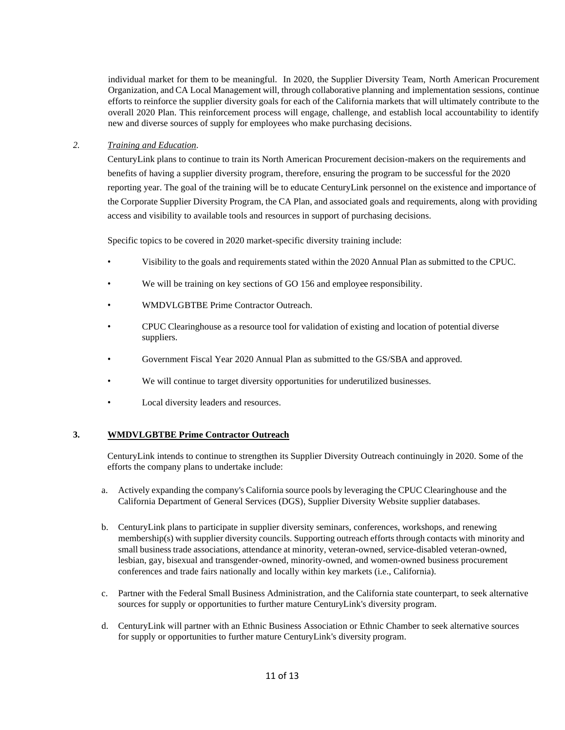individual market for them to be meaningful. In 2020, the Supplier Diversity Team, North American Procurement Organization, and CA Local Management will, through collaborative planning and implementation sessions, continue efforts to reinforce the supplier diversity goals for each of the California markets that will ultimately contribute to the overall 2020 Plan. This reinforcement process will engage, challenge, and establish local accountability to identify new and diverse sources of supply for employees who make purchasing decisions.

*2.* *Training and Education*.

CenturyLink plans to continue to train its North American Procurement decision-makers on the requirements and benefits of having a supplier diversity program, therefore, ensuring the program to be successful for the 2020 reporting year. The goal of the training will be to educate CenturyLink personnel on the existence and importance of the Corporate Supplier Diversity Program, the CA Plan, and associated goals and requirements, along with providing access and visibility to available tools and resources in support of purchasing decisions.

Specific topics to be covered in 2020 market-specific diversity training include:

- Visibility to the goals and requirements stated within the 2020 Annual Plan as submitted to the CPUC.
- We will be training on key sections of GO 156 and employee responsibility.
- WMDVLGBTBE Prime Contractor Outreach.
- CPUC Clearinghouse as a resource tool for validation of existing and location of potential diverse suppliers.
- Government Fiscal Year 2020 Annual Plan as submitted to the GS/SBA and approved.
- We will continue to target diversity opportunities for underutilized businesses.
- Local diversity leaders and resources.

**3. WMDVLGBTBE Prime Contractor Outreach**

CenturyLink intends to continue to strengthen its Supplier Diversity Outreach continuingly in 2020. Some of the efforts the company plans to undertake include:

a. Actively expanding the company's California source pools by leveraging the CPUC Clearinghouse and the California Department of General Services (DGS), Supplier Diversity Website supplier databases.

b. CenturyLink plans to participate in supplier diversity seminars, conferences, workshops, and renewing membership(s) with supplier diversity councils. Supporting outreach efforts through contacts with minority and small business trade associations, attendance at minority, veteran-owned, service-disabled veteran-owned, lesbian, gay, bisexual and transgender-owned, minority-owned, and women-owned business procurement conferences and trade fairs nationally and locally within key markets (i.e., California).

c. Partner with the Federal Small Business Administration, and the California state counterpart, to seek alternative sources for supply or opportunities to further mature CenturyLink's diversity program.

d. CenturyLink will partner with an Ethnic Business Association or Ethnic Chamber to seek alternative sources for supply or opportunities to further mature CenturyLink's diversity program.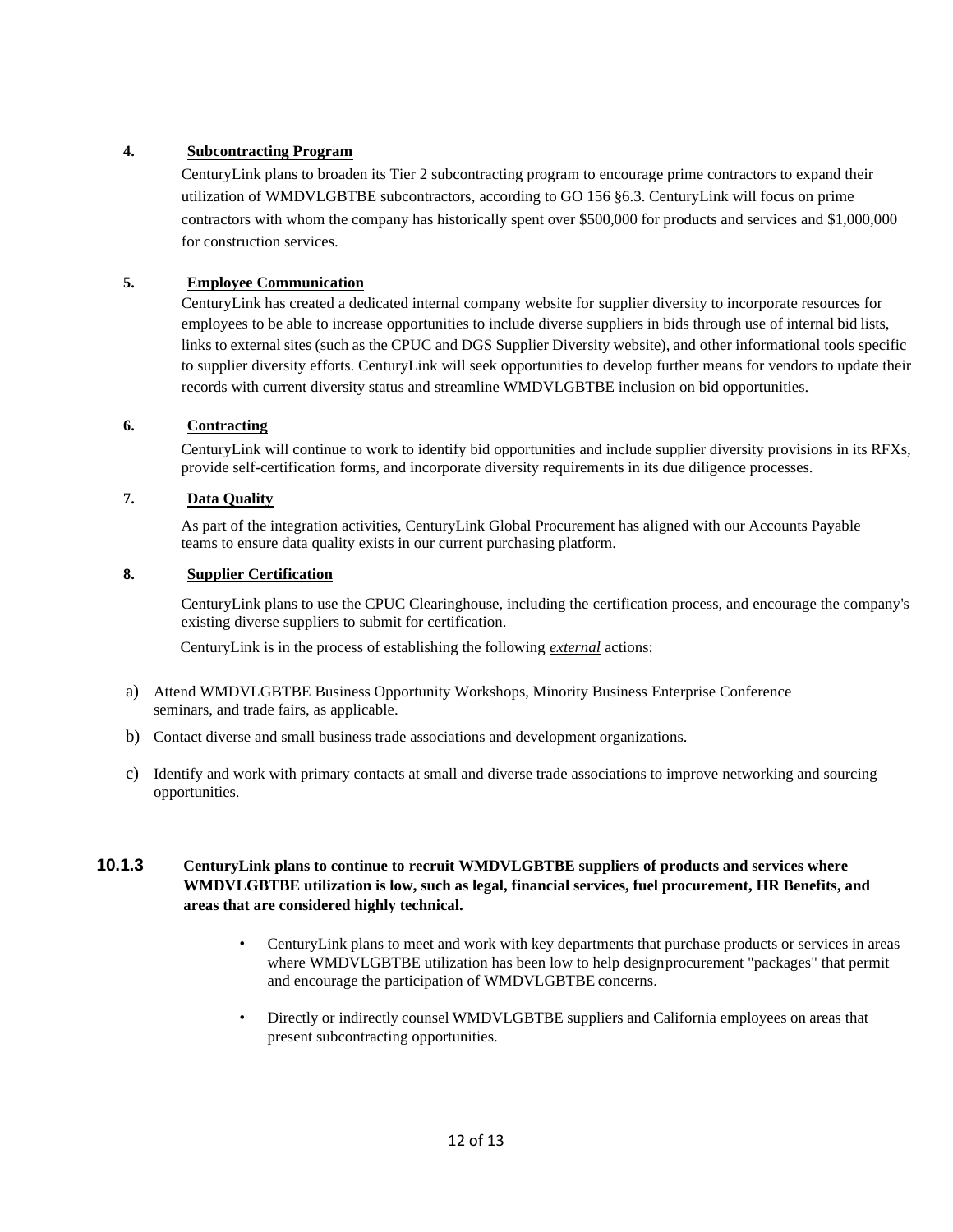**4. Subcontracting Program**

CenturyLink plans to broaden its Tier 2 subcontracting program to encourage prime contractors to expand their utilization of WMDVLGBTBE subcontractors, according to GO 156 §6.3. CenturyLink will focus on prime contractors with whom the company has historically spent over $500,000 for products and services and $1,000,000 for construction services.

**5. Employee Communication**

CenturyLink has created a dedicated internal company website for supplier diversity to incorporate resources for employees to be able to increase opportunities to include diverse suppliers in bids through use of internal bid lists, links to external sites (such as the CPUC and DGS Supplier Diversity website), and other informational tools specific to supplier diversity efforts. CenturyLink will seek opportunities to develop further means for vendors to update their records with current diversity status and streamline WMDVLGBTBE inclusion on bid opportunities.

**6. Contracting**

CenturyLink will continue to work to identify bid opportunities and include supplier diversity provisions in its RFXs, provide self-certification forms, and incorporate diversity requirements in its due diligence processes.

**7. Data Quality**

As part of the integration activities, CenturyLink Global Procurement has aligned with our Accounts Payable teams to ensure data quality exists in our current purchasing platform.

**8. Supplier Certification**

CenturyLink plans to use the CPUC Clearinghouse, including the certification process, and encourage the company's existing diverse suppliers to submit for certification.

CenturyLink is in the process of establishing the following ***external*** actions:

a) Attend WMDVLGBTBE Business Opportunity Workshops, Minority Business Enterprise Conference seminars, and trade fairs, as applicable.

b) Contact diverse and small business trade associations and development organizations.

c) Identify and work with primary contacts at small and diverse trade associations to improve networking and sourcing opportunities.

**10.1.3 CenturyLink plans to continue to recruit WMDVLGBTBE suppliers of products and services where WMDVLGBTBE utilization is low, such as legal, financial services, fuel procurement, HR Benefits, and areas that are considered highly technical.**

- CenturyLink plans to meet and work with key departments that purchase products or services in areas where WMDVLGBTBE utilization has been low to help design procurement "packages" that permit and encourage the participation of WMDVLGBTBE concerns.
- Directly or indirectly counsel WMDVLGBTBE suppliers and California employees on areas that present subcontracting opportunities.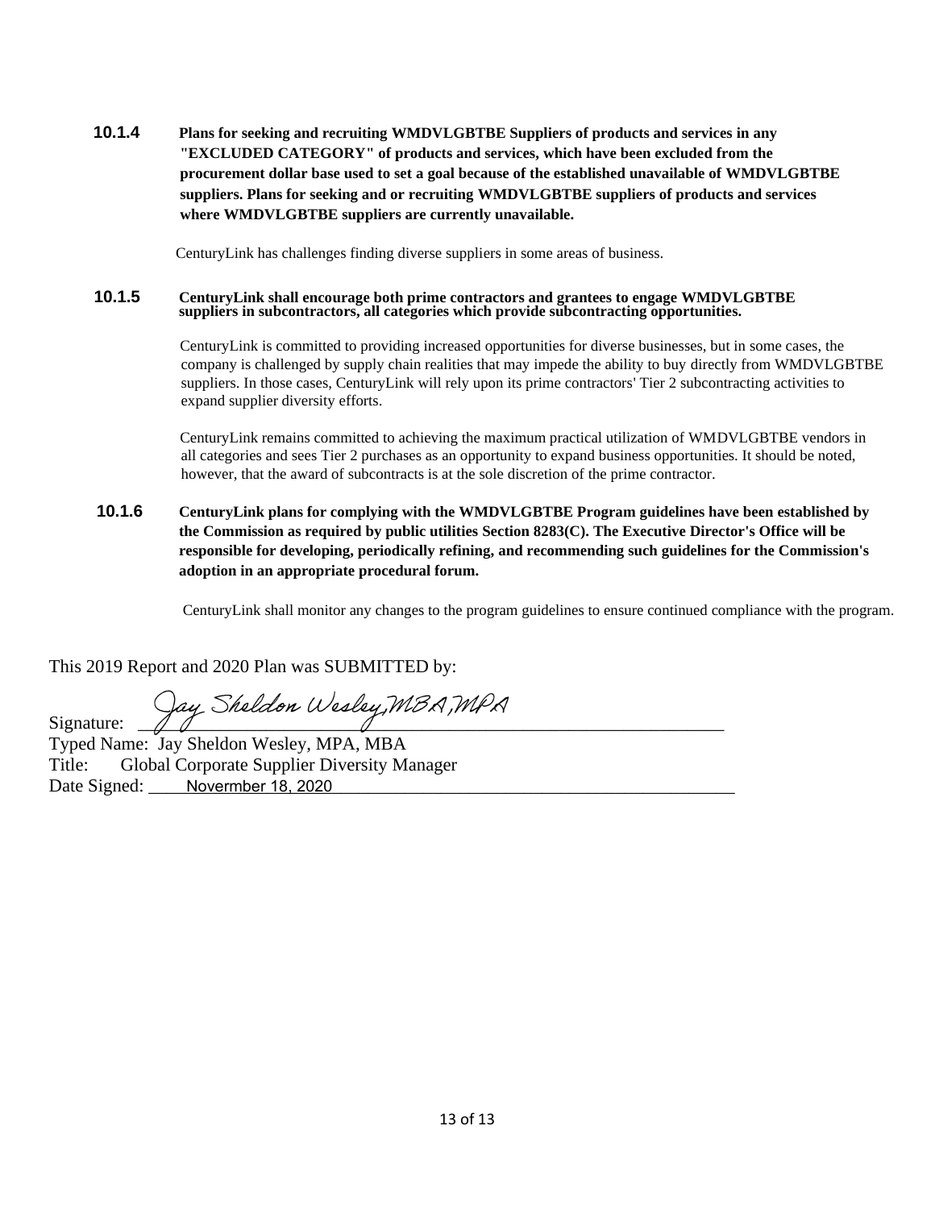**10.1.4** **Plans for seeking and recruiting WMDVLGBTBE Suppliers of products and services in any "EXCLUDED CATEGORY" of products and services, which have been excluded from the procurement dollar base used to set a goal because of the established unavailable of WMDVLGBTBE suppliers. Plans for seeking and or recruiting WMDVLGBTBE suppliers of products and services where WMDVLGBTBE suppliers are currently unavailable.**

CenturyLink has challenges finding diverse suppliers in some areas of business.

**10.1.5** **CenturyLink shall encourage both prime contractors and grantees to engage WMDVLGBTBE suppliers in subcontractors, all categories which provide subcontracting opportunities.**

CenturyLink is committed to providing increased opportunities for diverse businesses, but in some cases, the company is challenged by supply chain realities that may impede the ability to buy directly from WMDVLGBTBE suppliers. In those cases, CenturyLink will rely upon its prime contractors' Tier 2 subcontracting activities to expand supplier diversity efforts.

CenturyLink remains committed to achieving the maximum practical utilization of WMDVLGBTBE vendors in all categories and sees Tier 2 purchases as an opportunity to expand business opportunities. It should be noted, however, that the award of subcontracts is at the sole discretion of the prime contractor.

**10.1.6** **CenturyLink plans for complying with the WMDVLGBTBE Program guidelines have been established by the Commission as required by public utilities Section 8283(C). The Executive Director's Office will be responsible for developing, periodically refining, and recommending such guidelines for the Commission's adoption in an appropriate procedural forum.**

CenturyLink shall monitor any changes to the program guidelines to ensure continued compliance with the program.

This 2019 Report and 2020 Plan was SUBMITTED by:

Signature: *Jay Sheldon Wesley, MBA, MPA*
Typed Name: Jay Sheldon Wesley, MPA, MBA
Title: Global Corporate Supplier Diversity Manager
Date Signed: Novermber 18, 2020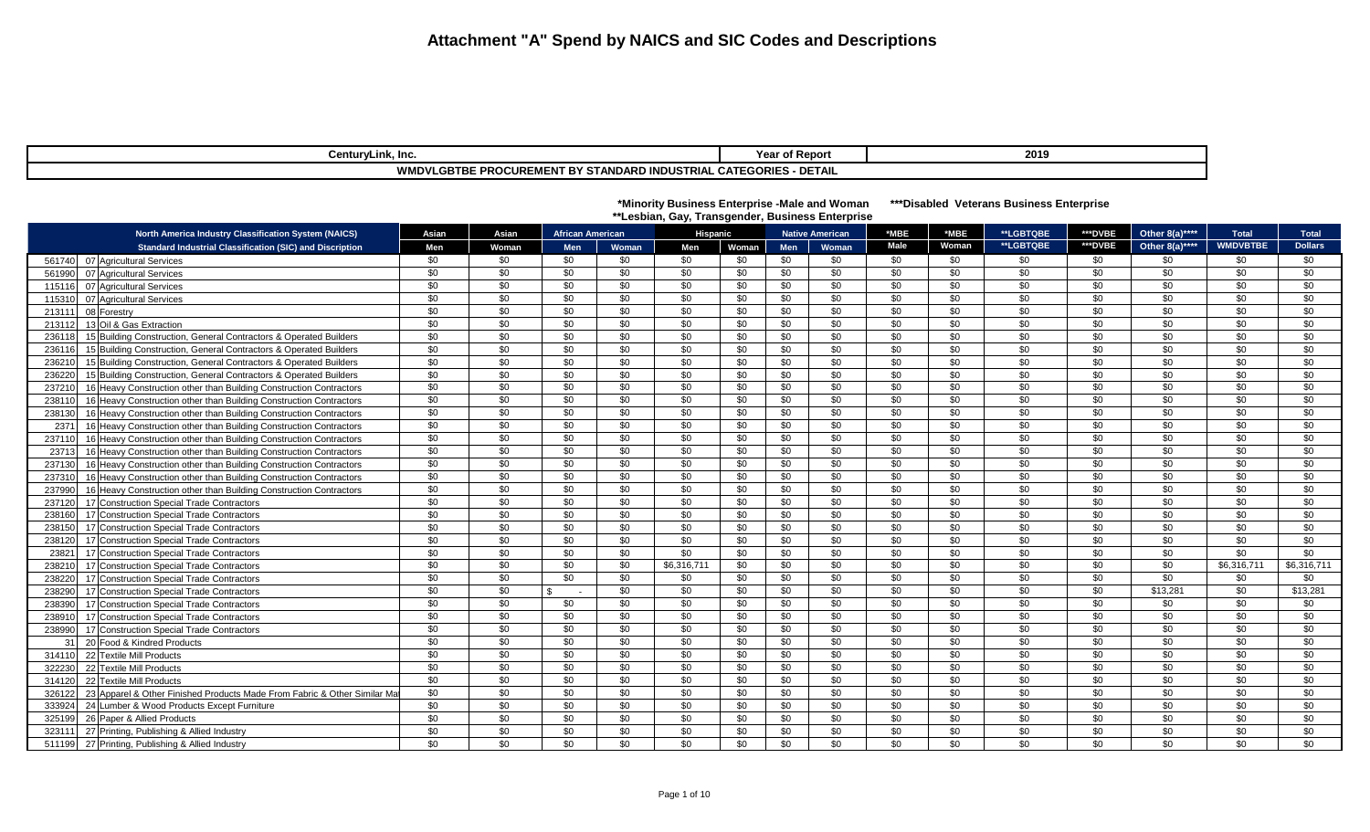# Attachment "A" Spend by NAICS and SIC Codes and Descriptions

| CenturyLink, Inc. | Year of Report | 2019 |
|---|---|---|
| WMDVLGBTBE PROCUREMENT BY STANDARD INDUSTRIAL CATEGORIES - DETAIL | | |

*Minority Business Enterprise -Male and Woman ***Disabled Veterans Business Enterprise
**Lesbian, Gay, Transgender, Business Enterprise

| North America Industry Classification System (NAICS) | | Asian | Asian | African American | | Hispanic | | Native American | | *MBE | *MBE | **LGBTQBE | ***DVBE | Other 8(a)**** | Total | Total |
|---|---|---|---|---|---|---|---|---|---|---|---|---|---|---|---|---|
| Standard Industrial Classification (SIC) and Discription | | Men | Woman | Men | Woman | Men | Woman | Men | Woman | Male | Woman | **LGBTQBE | ***DVBE | Other 8(a)**** | WMDVBTBE | Dollars |
| 561740 | 07 Agricultural Services | $0 | $0 | $0 | $0 | $0 | $0 | $0 | $0 | $0 | $0 | $0 | $0 | $0 | $0 | $0 |
| 561990 | 07 Agricultural Services | $0 | $0 | $0 | $0 | $0 | $0 | $0 | $0 | $0 | $0 | $0 | $0 | $0 | $0 | $0 |
| 115116 | 07 Agricultural Services | $0 | $0 | $0 | $0 | $0 | $0 | $0 | $0 | $0 | $0 | $0 | $0 | $0 | $0 | $0 |
| 115310 | 07 Agricultural Services | $0 | $0 | $0 | $0 | $0 | $0 | $0 | $0 | $0 | $0 | $0 | $0 | $0 | $0 | $0 |
| 213111 | 08 Forestry | $0 | $0 | $0 | $0 | $0 | $0 | $0 | $0 | $0 | $0 | $0 | $0 | $0 | $0 | $0 |
| 213112 | 13 Oil & Gas Extraction | $0 | $0 | $0 | $0 | $0 | $0 | $0 | $0 | $0 | $0 | $0 | $0 | $0 | $0 | $0 |
| 236118 | 15 Building Construction, General Contractors & Operated Builders | $0 | $0 | $0 | $0 | $0 | $0 | $0 | $0 | $0 | $0 | $0 | $0 | $0 | $0 | $0 |
| 236116 | 15 Building Construction, General Contractors & Operated Builders | $0 | $0 | $0 | $0 | $0 | $0 | $0 | $0 | $0 | $0 | $0 | $0 | $0 | $0 | $0 |
| 236210 | 15 Building Construction, General Contractors & Operated Builders | $0 | $0 | $0 | $0 | $0 | $0 | $0 | $0 | $0 | $0 | $0 | $0 | $0 | $0 | $0 |
| 236220 | 15 Building Construction, General Contractors & Operated Builders | $0 | $0 | $0 | $0 | $0 | $0 | $0 | $0 | $0 | $0 | $0 | $0 | $0 | $0 | $0 |
| 237210 | 16 Heavy Construction other than Building Construction Contractors | $0 | $0 | $0 | $0 | $0 | $0 | $0 | $0 | $0 | $0 | $0 | $0 | $0 | $0 | $0 |
| 238110 | 16 Heavy Construction other than Building Construction Contractors | $0 | $0 | $0 | $0 | $0 | $0 | $0 | $0 | $0 | $0 | $0 | $0 | $0 | $0 | $0 |
| 238130 | 16 Heavy Construction other than Building Construction Contractors | $0 | $0 | $0 | $0 | $0 | $0 | $0 | $0 | $0 | $0 | $0 | $0 | $0 | $0 | $0 |
| 2371 | 16 Heavy Construction other than Building Construction Contractors | $0 | $0 | $0 | $0 | $0 | $0 | $0 | $0 | $0 | $0 | $0 | $0 | $0 | $0 | $0 |
| 237110 | 16 Heavy Construction other than Building Construction Contractors | $0 | $0 | $0 | $0 | $0 | $0 | $0 | $0 | $0 | $0 | $0 | $0 | $0 | $0 | $0 |
| 23713 | 16 Heavy Construction other than Building Construction Contractors | $0 | $0 | $0 | $0 | $0 | $0 | $0 | $0 | $0 | $0 | $0 | $0 | $0 | $0 | $0 |
| 237130 | 16 Heavy Construction other than Building Construction Contractors | $0 | $0 | $0 | $0 | $0 | $0 | $0 | $0 | $0 | $0 | $0 | $0 | $0 | $0 | $0 |
| 237310 | 16 Heavy Construction other than Building Construction Contractors | $0 | $0 | $0 | $0 | $0 | $0 | $0 | $0 | $0 | $0 | $0 | $0 | $0 | $0 | $0 |
| 237990 | 16 Heavy Construction other than Building Construction Contractors | $0 | $0 | $0 | $0 | $0 | $0 | $0 | $0 | $0 | $0 | $0 | $0 | $0 | $0 | $0 |
| 237120 | 17 Construction Special Trade Contractors | $0 | $0 | $0 | $0 | $0 | $0 | $0 | $0 | $0 | $0 | $0 | $0 | $0 | $0 | $0 |
| 238160 | 17 Construction Special Trade Contractors | $0 | $0 | $0 | $0 | $0 | $0 | $0 | $0 | $0 | $0 | $0 | $0 | $0 | $0 | $0 |
| 238150 | 17 Construction Special Trade Contractors | $0 | $0 | $0 | $0 | $0 | $0 | $0 | $0 | $0 | $0 | $0 | $0 | $0 | $0 | $0 |
| 238120 | 17 Construction Special Trade Contractors | $0 | $0 | $0 | $0 | $0 | $0 | $0 | $0 | $0 | $0 | $0 | $0 | $0 | $0 | $0 |
| 23821 | 17 Construction Special Trade Contractors | $0 | $0 | $0 | $0 | $0 | $0 | $0 | $0 | $0 | $0 | $0 | $0 | $0 | $0 | $0 |
| 238210 | 17 Construction Special Trade Contractors | $0 | $0 | $0 | $0 | $6,316,711 | $0 | $0 | $0 | $0 | $0 | $0 | $0 | $0 | $6,316,711 | $6,316,711 |
| 238220 | 17 Construction Special Trade Contractors | $0 | $0 | $0 | $0 | $0 | $0 | $0 | $0 | $0 | $0 | $0 | $0 | $0 | $0 | $0 |
| 238290 | 17 Construction Special Trade Contractors | $0 | $0 | $ - | $0 | $0 | $0 | $0 | $0 | $0 | $0 | $0 | $0 | $13,281 | $0 | $13,281 |
| 238390 | 17 Construction Special Trade Contractors | $0 | $0 | $0 | $0 | $0 | $0 | $0 | $0 | $0 | $0 | $0 | $0 | $0 | $0 | $0 |
| 238910 | 17 Construction Special Trade Contractors | $0 | $0 | $0 | $0 | $0 | $0 | $0 | $0 | $0 | $0 | $0 | $0 | $0 | $0 | $0 |
| 238990 | 17 Construction Special Trade Contractors | $0 | $0 | $0 | $0 | $0 | $0 | $0 | $0 | $0 | $0 | $0 | $0 | $0 | $0 | $0 |
| 31 | 20 Food & Kindred Products | $0 | $0 | $0 | $0 | $0 | $0 | $0 | $0 | $0 | $0 | $0 | $0 | $0 | $0 | $0 |
| 314110 | 22 Textile Mill Products | $0 | $0 | $0 | $0 | $0 | $0 | $0 | $0 | $0 | $0 | $0 | $0 | $0 | $0 | $0 |
| 322230 | 22 Textile Mill Products | $0 | $0 | $0 | $0 | $0 | $0 | $0 | $0 | $0 | $0 | $0 | $0 | $0 | $0 | $0 |
| 314120 | 22 Textile Mill Products | $0 | $0 | $0 | $0 | $0 | $0 | $0 | $0 | $0 | $0 | $0 | $0 | $0 | $0 | $0 |
| 326122 | 23 Apparel & Other Finished Products Made From Fabric & Other Similar Ma | $0 | $0 | $0 | $0 | $0 | $0 | $0 | $0 | $0 | $0 | $0 | $0 | $0 | $0 | $0 |
| 333924 | 24 Lumber & Wood Products Except Furniture | $0 | $0 | $0 | $0 | $0 | $0 | $0 | $0 | $0 | $0 | $0 | $0 | $0 | $0 | $0 |
| 325199 | 26 Paper & Allied Products | $0 | $0 | $0 | $0 | $0 | $0 | $0 | $0 | $0 | $0 | $0 | $0 | $0 | $0 | $0 |
| 323111 | 27 Printing, Publishing & Allied Industry | $0 | $0 | $0 | $0 | $0 | $0 | $0 | $0 | $0 | $0 | $0 | $0 | $0 | $0 | $0 |
| 511199 | 27 Printing, Publishing & Allied Industry | $0 | $0 | $0 | $0 | $0 | $0 | $0 | $0 | $0 | $0 | $0 | $0 | $0 | $0 | $0 |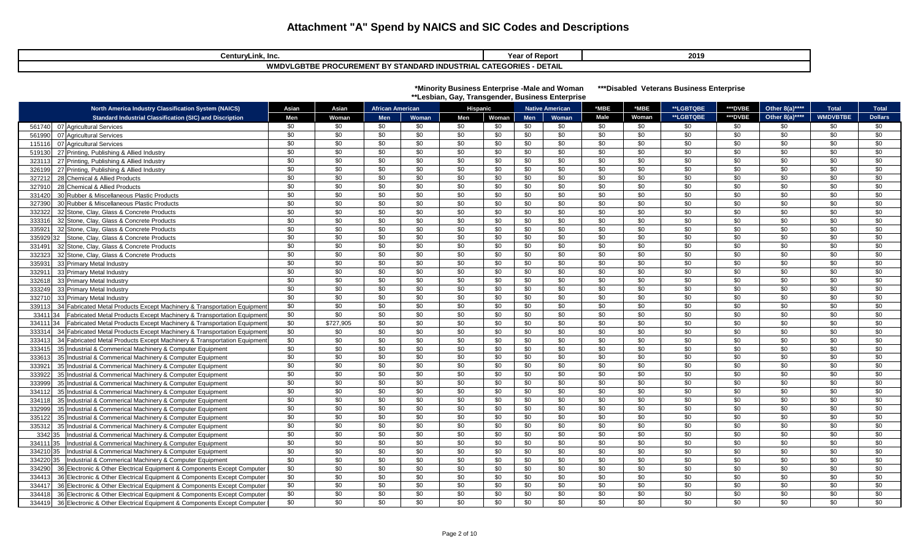# Attachment "A" Spend by NAICS and SIC Codes and Descriptions

| CenturyLink, Inc. | Year of Report | 2019 |
|---|---|---|
| WMDVLGBTBE PROCUREMENT BY STANDARD INDUSTRIAL CATEGORIES - DETAIL | | |

*Minority Business Enterprise -Male and Woman ***Disabled Veterans Business Enterprise
**Lesbian, Gay, Transgender, Business Enterprise

| North America Industry Classification System (NAICS) | | Asian | Asian | African American | | Hispanic | | Native American | | *MBE | *MBE | **LGBTQBE | ***DVBE | Other 8(a)**** | Total | Total |
|---|---|---|---|---|---|---|---|---|---|---|---|---|---|---|---|---|
| Standard Industrial Classification (SIC) and Discription | | Men | Woman | Men | Woman | Men | Woman | Men | Woman | Male | Woman | **LGBTQBE | ***DVBE | Other 8(a)**** | WMDVBTBE | Dollars |
| 561740 | 07 Agricultural Services | $0 | $0 | $0 | $0 | $0 | $0 | $0 | $0 | $0 | $0 | $0 | $0 | $0 | $0 | $0 |
| 561990 | 07 Agricultural Services | $0 | $0 | $0 | $0 | $0 | $0 | $0 | $0 | $0 | $0 | $0 | $0 | $0 | $0 | $0 |
| 115116 | 07 Agricultural Services | $0 | $0 | $0 | $0 | $0 | $0 | $0 | $0 | $0 | $0 | $0 | $0 | $0 | $0 | $0 |
| 519130 | 27 Printing, Publishing & Allied Industry | $0 | $0 | $0 | $0 | $0 | $0 | $0 | $0 | $0 | $0 | $0 | $0 | $0 | $0 | $0 |
| 323113 | 27 Printing, Publishing & Allied Industry | $0 | $0 | $0 | $0 | $0 | $0 | $0 | $0 | $0 | $0 | $0 | $0 | $0 | $0 | $0 |
| 326199 | 27 Printing, Publishing & Allied Industry | $0 | $0 | $0 | $0 | $0 | $0 | $0 | $0 | $0 | $0 | $0 | $0 | $0 | $0 | $0 |
| 327212 | 28 Chemical & Allied Products | $0 | $0 | $0 | $0 | $0 | $0 | $0 | $0 | $0 | $0 | $0 | $0 | $0 | $0 | $0 |
| 327910 | 28 Chemical & Allied Products | $0 | $0 | $0 | $0 | $0 | $0 | $0 | $0 | $0 | $0 | $0 | $0 | $0 | $0 | $0 |
| 331420 | 30 Rubber & Miscellaneous Plastic Products | $0 | $0 | $0 | $0 | $0 | $0 | $0 | $0 | $0 | $0 | $0 | $0 | $0 | $0 | $0 |
| 327390 | 30 Rubber & Miscellaneous Plastic Products | $0 | $0 | $0 | $0 | $0 | $0 | $0 | $0 | $0 | $0 | $0 | $0 | $0 | $0 | $0 |
| 332322 | 32 Stone, Clay, Glass & Concrete Products | $0 | $0 | $0 | $0 | $0 | $0 | $0 | $0 | $0 | $0 | $0 | $0 | $0 | $0 | $0 |
| 333316 | 32 Stone, Clay, Glass & Concrete Products | $0 | $0 | $0 | $0 | $0 | $0 | $0 | $0 | $0 | $0 | $0 | $0 | $0 | $0 | $0 |
| 335921 | 32 Stone, Clay, Glass & Concrete Products | $0 | $0 | $0 | $0 | $0 | $0 | $0 | $0 | $0 | $0 | $0 | $0 | $0 | $0 | $0 |
| 335929 | 32 Stone, Clay, Glass & Concrete Products | $0 | $0 | $0 | $0 | $0 | $0 | $0 | $0 | $0 | $0 | $0 | $0 | $0 | $0 | $0 |
| 331491 | 32 Stone, Clay, Glass & Concrete Products | $0 | $0 | $0 | $0 | $0 | $0 | $0 | $0 | $0 | $0 | $0 | $0 | $0 | $0 | $0 |
| 332323 | 32 Stone, Clay, Glass & Concrete Products | $0 | $0 | $0 | $0 | $0 | $0 | $0 | $0 | $0 | $0 | $0 | $0 | $0 | $0 | $0 |
| 335931 | 33 Primary Metal Industry | $0 | $0 | $0 | $0 | $0 | $0 | $0 | $0 | $0 | $0 | $0 | $0 | $0 | $0 | $0 |
| 332911 | 33 Primary Metal Industry | $0 | $0 | $0 | $0 | $0 | $0 | $0 | $0 | $0 | $0 | $0 | $0 | $0 | $0 | $0 |
| 332618 | 33 Primary Metal Industry | $0 | $0 | $0 | $0 | $0 | $0 | $0 | $0 | $0 | $0 | $0 | $0 | $0 | $0 | $0 |
| 333249 | 33 Primary Metal Industry | $0 | $0 | $0 | $0 | $0 | $0 | $0 | $0 | $0 | $0 | $0 | $0 | $0 | $0 | $0 |
| 332710 | 33 Primary Metal Industry | $0 | $0 | $0 | $0 | $0 | $0 | $0 | $0 | $0 | $0 | $0 | $0 | $0 | $0 | $0 |
| 339113 | 34 Fabricated Metal Products Except Machinery & Transportation Equipment | $0 | $0 | $0 | $0 | $0 | $0 | $0 | $0 | $0 | $0 | $0 | $0 | $0 | $0 | $0 |
| 33411 | 34 Fabricated Metal Products Except Machinery & Transportation Equipment | $0 | $0 | $0 | $0 | $0 | $0 | $0 | $0 | $0 | $0 | $0 | $0 | $0 | $0 | $0 |
| 334111 | 34 Fabricated Metal Products Except Machinery & Transportation Equipment | $0 | $727,905 | $0 | $0 | $0 | $0 | $0 | $0 | $0 | $0 | $0 | $0 | $0 | $0 | $0 |
| 333314 | 34 Fabricated Metal Products Except Machinery & Transportation Equipment | $0 | $0 | $0 | $0 | $0 | $0 | $0 | $0 | $0 | $0 | $0 | $0 | $0 | $0 | $0 |
| 333413 | 34 Fabricated Metal Products Except Machinery & Transportation Equipment | $0 | $0 | $0 | $0 | $0 | $0 | $0 | $0 | $0 | $0 | $0 | $0 | $0 | $0 | $0 |
| 333415 | 35 Industrial & Commerical Machinery & Computer Equipment | $0 | $0 | $0 | $0 | $0 | $0 | $0 | $0 | $0 | $0 | $0 | $0 | $0 | $0 | $0 |
| 333613 | 35 Industrial & Commerical Machinery & Computer Equipment | $0 | $0 | $0 | $0 | $0 | $0 | $0 | $0 | $0 | $0 | $0 | $0 | $0 | $0 | $0 |
| 333921 | 35 Industrial & Commerical Machinery & Computer Equipment | $0 | $0 | $0 | $0 | $0 | $0 | $0 | $0 | $0 | $0 | $0 | $0 | $0 | $0 | $0 |
| 333922 | 35 Industrial & Commerical Machinery & Computer Equipment | $0 | $0 | $0 | $0 | $0 | $0 | $0 | $0 | $0 | $0 | $0 | $0 | $0 | $0 | $0 |
| 333999 | 35 Industrial & Commerical Machinery & Computer Equipment | $0 | $0 | $0 | $0 | $0 | $0 | $0 | $0 | $0 | $0 | $0 | $0 | $0 | $0 | $0 |
| 334112 | 35 Industrial & Commerical Machinery & Computer Equipment | $0 | $0 | $0 | $0 | $0 | $0 | $0 | $0 | $0 | $0 | $0 | $0 | $0 | $0 | $0 |
| 334118 | 35 Industrial & Commerical Machinery & Computer Equipment | $0 | $0 | $0 | $0 | $0 | $0 | $0 | $0 | $0 | $0 | $0 | $0 | $0 | $0 | $0 |
| 332999 | 35 Industrial & Commerical Machinery & Computer Equipment | $0 | $0 | $0 | $0 | $0 | $0 | $0 | $0 | $0 | $0 | $0 | $0 | $0 | $0 | $0 |
| 335122 | 35 Industrial & Commerical Machinery & Computer Equipment | $0 | $0 | $0 | $0 | $0 | $0 | $0 | $0 | $0 | $0 | $0 | $0 | $0 | $0 | $0 |
| 335312 | 35 Industrial & Commerical Machinery & Computer Equipment | $0 | $0 | $0 | $0 | $0 | $0 | $0 | $0 | $0 | $0 | $0 | $0 | $0 | $0 | $0 |
| 3342 | 35 Industrial & Commerical Machinery & Computer Equipment | $0 | $0 | $0 | $0 | $0 | $0 | $0 | $0 | $0 | $0 | $0 | $0 | $0 | $0 | $0 |
| 334111 | 35 Industrial & Commerical Machinery & Computer Equipment | $0 | $0 | $0 | $0 | $0 | $0 | $0 | $0 | $0 | $0 | $0 | $0 | $0 | $0 | $0 |
| 334210 | 35 Industrial & Commerical Machinery & Computer Equipment | $0 | $0 | $0 | $0 | $0 | $0 | $0 | $0 | $0 | $0 | $0 | $0 | $0 | $0 | $0 |
| 334220 | 35 Industrial & Commerical Machinery & Computer Equipment | $0 | $0 | $0 | $0 | $0 | $0 | $0 | $0 | $0 | $0 | $0 | $0 | $0 | $0 | $0 |
| 334290 | 36 Electronic & Other Electrical Equipment & Components Except Computer | $0 | $0 | $0 | $0 | $0 | $0 | $0 | $0 | $0 | $0 | $0 | $0 | $0 | $0 | $0 |
| 334413 | 36 Electronic & Other Electrical Equipment & Components Except Computer | $0 | $0 | $0 | $0 | $0 | $0 | $0 | $0 | $0 | $0 | $0 | $0 | $0 | $0 | $0 |
| 334417 | 36 Electronic & Other Electrical Equipment & Components Except Computer | $0 | $0 | $0 | $0 | $0 | $0 | $0 | $0 | $0 | $0 | $0 | $0 | $0 | $0 | $0 |
| 334418 | 36 Electronic & Other Electrical Equipment & Components Except Computer | $0 | $0 | $0 | $0 | $0 | $0 | $0 | $0 | $0 | $0 | $0 | $0 | $0 | $0 | $0 |
| 334419 | 36 Electronic & Other Electrical Equipment & Components Except Computer | $0 | $0 | $0 | $0 | $0 | $0 | $0 | $0 | $0 | $0 | $0 | $0 | $0 | $0 | $0 |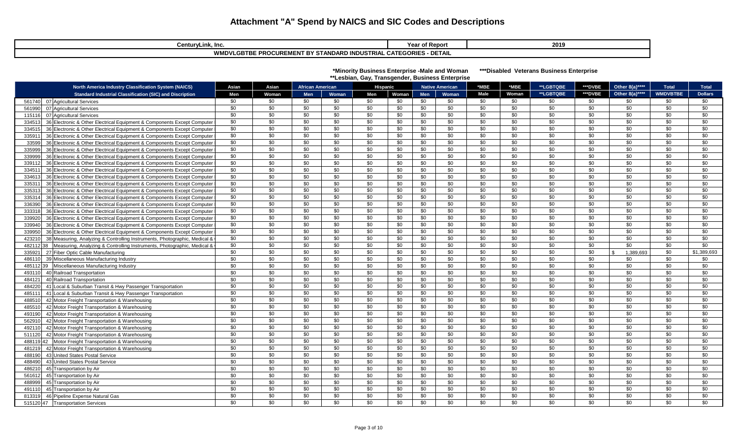# Attachment "A" Spend by NAICS and SIC Codes and Descriptions

| CenturyLink, Inc. | Year of Report | 2019 |
|---|---|---|
| WMDVLGBTBE PROCUREMENT BY STANDARD INDUSTRIAL CATEGORIES - DETAIL | | |

*Minority Business Enterprise -Male and Woman ***Disabled Veterans Business Enterprise
**Lesbian, Gay, Transgender, Business Enterprise

| North America Industry Classification System (NAICS) | Asian | Asian | African American | | Hispanic | | Native American | | *MBE | *MBE | **LGBTQBE | ***DVBE | Other 8(a)**** | Total | Total |
|---|---|---|---|---|---|---|---|---|---|---|---|---|---|---|---|
| Standard Industrial Classification (SIC) and Discription | Men | Woman | Men | Woman | Men | Woman | Men | Woman | Male | Woman | **LGBTQBE | ***DVBE | Other 8(a)**** | WMDVBTBE | Dollars |
| 561740 07 Agricultural Services | $0 | $0 | $0 | $0 | $0 | $0 | $0 | $0 | $0 | $0 | $0 | $0 | $0 | $0 | $0 |
| 561990 07 Agricultural Services | $0 | $0 | $0 | $0 | $0 | $0 | $0 | $0 | $0 | $0 | $0 | $0 | $0 | $0 | $0 |
| 115116 07 Agricultural Services | $0 | $0 | $0 | $0 | $0 | $0 | $0 | $0 | $0 | $0 | $0 | $0 | $0 | $0 | $0 |
| 334513 36 Electronic & Other Electrical Equipment & Components Except Computer | $0 | $0 | $0 | $0 | $0 | $0 | $0 | $0 | $0 | $0 | $0 | $0 | $0 | $0 | $0 |
| 334515 36 Electronic & Other Electrical Equipment & Components Except Computer | $0 | $0 | $0 | $0 | $0 | $0 | $0 | $0 | $0 | $0 | $0 | $0 | $0 | $0 | $0 |
| 335911 36 Electronic & Other Electrical Equipment & Components Except Computer | $0 | $0 | $0 | $0 | $0 | $0 | $0 | $0 | $0 | $0 | $0 | $0 | $0 | $0 | $0 |
| 33599 36 Electronic & Other Electrical Equipment & Components Except Computer | $0 | $0 | $0 | $0 | $0 | $0 | $0 | $0 | $0 | $0 | $0 | $0 | $0 | $0 | $0 |
| 335999 36 Electronic & Other Electrical Equipment & Components Except Computer | $0 | $0 | $0 | $0 | $0 | $0 | $0 | $0 | $0 | $0 | $0 | $0 | $0 | $0 | $0 |
| 339999 36 Electronic & Other Electrical Equipment & Components Except Computer | $0 | $0 | $0 | $0 | $0 | $0 | $0 | $0 | $0 | $0 | $0 | $0 | $0 | $0 | $0 |
| 339112 36 Electronic & Other Electrical Equipment & Components Except Computer | $0 | $0 | $0 | $0 | $0 | $0 | $0 | $0 | $0 | $0 | $0 | $0 | $0 | $0 | $0 |
| 334511 36 Electronic & Other Electrical Equipment & Components Except Computer | $0 | $0 | $0 | $0 | $0 | $0 | $0 | $0 | $0 | $0 | $0 | $0 | $0 | $0 | $0 |
| 334613 36 Electronic & Other Electrical Equipment & Components Except Computer | $0 | $0 | $0 | $0 | $0 | $0 | $0 | $0 | $0 | $0 | $0 | $0 | $0 | $0 | $0 |
| 335311 36 Electronic & Other Electrical Equipment & Components Except Computer | $0 | $0 | $0 | $0 | $0 | $0 | $0 | $0 | $0 | $0 | $0 | $0 | $0 | $0 | $0 |
| 335313 36 Electronic & Other Electrical Equipment & Components Except Computer | $0 | $0 | $0 | $0 | $0 | $0 | $0 | $0 | $0 | $0 | $0 | $0 | $0 | $0 | $0 |
| 335314 36 Electronic & Other Electrical Equipment & Components Except Computer | $0 | $0 | $0 | $0 | $0 | $0 | $0 | $0 | $0 | $0 | $0 | $0 | $0 | $0 | $0 |
| 336390 36 Electronic & Other Electrical Equipment & Components Except Computer | $0 | $0 | $0 | $0 | $0 | $0 | $0 | $0 | $0 | $0 | $0 | $0 | $0 | $0 | $0 |
| 333318 36 Electronic & Other Electrical Equipment & Components Except Computer | $0 | $0 | $0 | $0 | $0 | $0 | $0 | $0 | $0 | $0 | $0 | $0 | $0 | $0 | $0 |
| 339920 36 Electronic & Other Electrical Equipment & Components Except Computer | $0 | $0 | $0 | $0 | $0 | $0 | $0 | $0 | $0 | $0 | $0 | $0 | $0 | $0 | $0 |
| 339940 36 Electronic & Other Electrical Equipment & Components Except Computer | $0 | $0 | $0 | $0 | $0 | $0 | $0 | $0 | $0 | $0 | $0 | $0 | $0 | $0 | $0 |
| 339950 36 Electronic & Other Electrical Equipment & Components Except Computer | $0 | $0 | $0 | $0 | $0 | $0 | $0 | $0 | $0 | $0 | $0 | $0 | $0 | $0 | $0 |
| 423210 38 Measuring, Analyzing & Controlling Instruments, Photographic, Medical & | $0 | $0 | $0 | $0 | $0 | $0 | $0 | $0 | $0 | $0 | $0 | $0 | $0 | $0 | $0 |
| 482112 38 Measuring, Analyzing & Controlling Instruments, Photographic, Medical & | $0 | $0 | $0 | $0 | $0 | $0 | $0 | $0 | $0 | $0 | $0 | $0 | $0 | $0 | $0 |
| 335921 27 Fiber Optic Cable Manufacturing | $0 | $0 | $0 | $0 | $0 | $0 | $0 | $0 | $0 | $0 | $0 | $0 | $ 1,389,693 | $0 | $1,389,693 |
| 486110 39 Miscellaneous Manufacturing Industry | $0 | $0 | $0 | $0 | $0 | $0 | $0 | $0 | $0 | $0 | $0 | $0 | $0 | $0 | $0 |
| 485112 39 Miscellaneous Manufacturing Industry | $0 | $0 | $0 | $0 | $0 | $0 | $0 | $0 | $0 | $0 | $0 | $0 | $0 | $0 | $0 |
| 493110 40 Railroad Transportation | $0 | $0 | $0 | $0 | $0 | $0 | $0 | $0 | $0 | $0 | $0 | $0 | $0 | $0 | $0 |
| 484121 40 Railroad Transportation | $0 | $0 | $0 | $0 | $0 | $0 | $0 | $0 | $0 | $0 | $0 | $0 | $0 | $0 | $0 |
| 484220 41 Local & Suburban Transit & Hwy Passenger Transportation | $0 | $0 | $0 | $0 | $0 | $0 | $0 | $0 | $0 | $0 | $0 | $0 | $0 | $0 | $0 |
| 485111 41 Local & Suburban Transit & Hwy Passenger Transportation | $0 | $0 | $0 | $0 | $0 | $0 | $0 | $0 | $0 | $0 | $0 | $0 | $0 | $0 | $0 |
| 488510 42 Motor Freight Transportation & Warehousing | $0 | $0 | $0 | $0 | $0 | $0 | $0 | $0 | $0 | $0 | $0 | $0 | $0 | $0 | $0 |
| 485510 42 Motor Freight Transportation & Warehousing | $0 | $0 | $0 | $0 | $0 | $0 | $0 | $0 | $0 | $0 | $0 | $0 | $0 | $0 | $0 |
| 493190 42 Motor Freight Transportation & Warehousing | $0 | $0 | $0 | $0 | $0 | $0 | $0 | $0 | $0 | $0 | $0 | $0 | $0 | $0 | $0 |
| 562910 42 Motor Freight Transportation & Warehousing | $0 | $0 | $0 | $0 | $0 | $0 | $0 | $0 | $0 | $0 | $0 | $0 | $0 | $0 | $0 |
| 492110 42 Motor Freight Transportation & Warehousing | $0 | $0 | $0 | $0 | $0 | $0 | $0 | $0 | $0 | $0 | $0 | $0 | $0 | $0 | $0 |
| 511120 42 Motor Freight Transportation & Warehousing | $0 | $0 | $0 | $0 | $0 | $0 | $0 | $0 | $0 | $0 | $0 | $0 | $0 | $0 | $0 |
| 488119 42 Motor Freight Transportation & Warehousing | $0 | $0 | $0 | $0 | $0 | $0 | $0 | $0 | $0 | $0 | $0 | $0 | $0 | $0 | $0 |
| 481219 42 Motor Freight Transportation & Warehousing | $0 | $0 | $0 | $0 | $0 | $0 | $0 | $0 | $0 | $0 | $0 | $0 | $0 | $0 | $0 |
| 488190 43 United States Postal Service | $0 | $0 | $0 | $0 | $0 | $0 | $0 | $0 | $0 | $0 | $0 | $0 | $0 | $0 | $0 |
| 488490 43 United States Postal Service | $0 | $0 | $0 | $0 | $0 | $0 | $0 | $0 | $0 | $0 | $0 | $0 | $0 | $0 | $0 |
| 486210 45 Transportation by Air | $0 | $0 | $0 | $0 | $0 | $0 | $0 | $0 | $0 | $0 | $0 | $0 | $0 | $0 | $0 |
| 561612 45 Transportation by Air | $0 | $0 | $0 | $0 | $0 | $0 | $0 | $0 | $0 | $0 | $0 | $0 | $0 | $0 | $0 |
| 488999 45 Transportation by Air | $0 | $0 | $0 | $0 | $0 | $0 | $0 | $0 | $0 | $0 | $0 | $0 | $0 | $0 | $0 |
| 491110 45 Transportation by Air | $0 | $0 | $0 | $0 | $0 | $0 | $0 | $0 | $0 | $0 | $0 | $0 | $0 | $0 | $0 |
| 813319 46 Pipeline Expense Natural Gas | $0 | $0 | $0 | $0 | $0 | $0 | $0 | $0 | $0 | $0 | $0 | $0 | $0 | $0 | $0 |
| 515120 47 Transportation Services | $0 | $0 | $0 | $0 | $0 | $0 | $0 | $0 | $0 | $0 | $0 | $0 | $0 | $0 | $0 |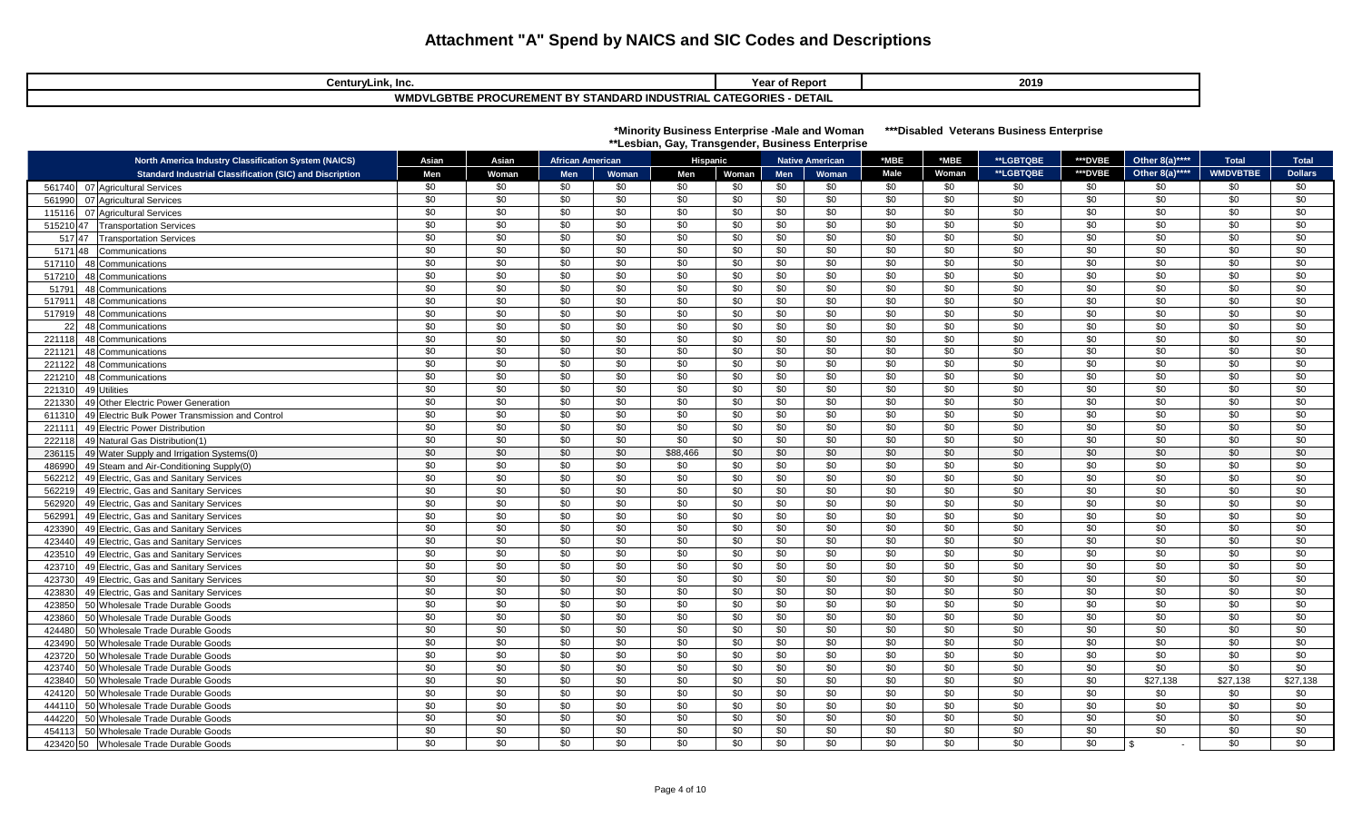# Attachment "A" Spend by NAICS and SIC Codes and Descriptions

| CenturyLink, Inc. | Year of Report | 2019 |
|---|---|---|
| WMDVLGBTBE PROCUREMENT BY STANDARD INDUSTRIAL CATEGORIES - DETAIL | | |

*Minority Business Enterprise -Male and Woman ***Disabled Veterans Business Enterprise
**Lesbian, Gay, Transgender, Business Enterprise

| North America Industry Classification System (NAICS) | | | Asian | Asian | African American | | Hispanic | | Native American | | *MBE | *MBE | **LGBTQBE | ***DVBE | Other 8(a)**** | Total | Total |
|---|---|---|---|---|---|---|---|---|---|---|---|---|---|---|---|---|---|
| Standard Industrial Classification (SIC) and Discription | | | Men | Woman | Men | Woman | Men | Woman | Men | Woman | Male | Woman | **LGBTQBE | ***DVBE | Other 8(a)**** | WMDVBTBE | Dollars |
| 561740 | 07 | Agricultural Services | $0 | $0 | $0 | $0 | $0 | $0 | $0 | $0 | $0 | $0 | $0 | $0 | $0 | $0 | $0 |
| 561990 | 07 | Agricultural Services | $0 | $0 | $0 | $0 | $0 | $0 | $0 | $0 | $0 | $0 | $0 | $0 | $0 | $0 | $0 |
| 115116 | 07 | Agricultural Services | $0 | $0 | $0 | $0 | $0 | $0 | $0 | $0 | $0 | $0 | $0 | $0 | $0 | $0 | $0 |
| 515210 | 47 | Transportation Services | $0 | $0 | $0 | $0 | $0 | $0 | $0 | $0 | $0 | $0 | $0 | $0 | $0 | $0 | $0 |
| 517 | 47 | Transportation Services | $0 | $0 | $0 | $0 | $0 | $0 | $0 | $0 | $0 | $0 | $0 | $0 | $0 | $0 | $0 |
| 5171 | 48 | Communications | $0 | $0 | $0 | $0 | $0 | $0 | $0 | $0 | $0 | $0 | $0 | $0 | $0 | $0 | $0 |
| 517110 | 48 | Communications | $0 | $0 | $0 | $0 | $0 | $0 | $0 | $0 | $0 | $0 | $0 | $0 | $0 | $0 | $0 |
| 517210 | 48 | Communications | $0 | $0 | $0 | $0 | $0 | $0 | $0 | $0 | $0 | $0 | $0 | $0 | $0 | $0 | $0 |
| 51791 | 48 | Communications | $0 | $0 | $0 | $0 | $0 | $0 | $0 | $0 | $0 | $0 | $0 | $0 | $0 | $0 | $0 |
| 517911 | 48 | Communications | $0 | $0 | $0 | $0 | $0 | $0 | $0 | $0 | $0 | $0 | $0 | $0 | $0 | $0 | $0 |
| 517919 | 48 | Communications | $0 | $0 | $0 | $0 | $0 | $0 | $0 | $0 | $0 | $0 | $0 | $0 | $0 | $0 | $0 |
| 22 | 48 | Communications | $0 | $0 | $0 | $0 | $0 | $0 | $0 | $0 | $0 | $0 | $0 | $0 | $0 | $0 | $0 |
| 221118 | 48 | Communications | $0 | $0 | $0 | $0 | $0 | $0 | $0 | $0 | $0 | $0 | $0 | $0 | $0 | $0 | $0 |
| 221121 | 48 | Communications | $0 | $0 | $0 | $0 | $0 | $0 | $0 | $0 | $0 | $0 | $0 | $0 | $0 | $0 | $0 |
| 221122 | 48 | Communications | $0 | $0 | $0 | $0 | $0 | $0 | $0 | $0 | $0 | $0 | $0 | $0 | $0 | $0 | $0 |
| 221210 | 48 | Communications | $0 | $0 | $0 | $0 | $0 | $0 | $0 | $0 | $0 | $0 | $0 | $0 | $0 | $0 | $0 |
| 221310 | 49 | Utilities | $0 | $0 | $0 | $0 | $0 | $0 | $0 | $0 | $0 | $0 | $0 | $0 | $0 | $0 | $0 |
| 221330 | 49 | Other Electric Power Generation | $0 | $0 | $0 | $0 | $0 | $0 | $0 | $0 | $0 | $0 | $0 | $0 | $0 | $0 | $0 |
| 611310 | 49 | Electric Bulk Power Transmission and Control | $0 | $0 | $0 | $0 | $0 | $0 | $0 | $0 | $0 | $0 | $0 | $0 | $0 | $0 | $0 |
| 221111 | 49 | Electric Power Distribution | $0 | $0 | $0 | $0 | $0 | $0 | $0 | $0 | $0 | $0 | $0 | $0 | $0 | $0 | $0 |
| 222118 | 49 | Natural Gas Distribution(1) | $0 | $0 | $0 | $0 | $0 | $0 | $0 | $0 | $0 | $0 | $0 | $0 | $0 | $0 | $0 |
| 236115 | 49 | Water Supply and Irrigation Systems(0) | $0 | $0 | $0 | $0 | $88,466 | $0 | $0 | $0 | $0 | $0 | $0 | $0 | $0 | $0 | $0 |
| 486990 | 49 | Steam and Air-Conditioning Supply(0) | $0 | $0 | $0 | $0 | $0 | $0 | $0 | $0 | $0 | $0 | $0 | $0 | $0 | $0 | $0 |
| 562212 | 49 | Electric, Gas and Sanitary Services | $0 | $0 | $0 | $0 | $0 | $0 | $0 | $0 | $0 | $0 | $0 | $0 | $0 | $0 | $0 |
| 562219 | 49 | Electric, Gas and Sanitary Services | $0 | $0 | $0 | $0 | $0 | $0 | $0 | $0 | $0 | $0 | $0 | $0 | $0 | $0 | $0 |
| 562920 | 49 | Electric, Gas and Sanitary Services | $0 | $0 | $0 | $0 | $0 | $0 | $0 | $0 | $0 | $0 | $0 | $0 | $0 | $0 | $0 |
| 562991 | 49 | Electric, Gas and Sanitary Services | $0 | $0 | $0 | $0 | $0 | $0 | $0 | $0 | $0 | $0 | $0 | $0 | $0 | $0 | $0 |
| 423390 | 49 | Electric, Gas and Sanitary Services | $0 | $0 | $0 | $0 | $0 | $0 | $0 | $0 | $0 | $0 | $0 | $0 | $0 | $0 | $0 |
| 423440 | 49 | Electric, Gas and Sanitary Services | $0 | $0 | $0 | $0 | $0 | $0 | $0 | $0 | $0 | $0 | $0 | $0 | $0 | $0 | $0 |
| 423510 | 49 | Electric, Gas and Sanitary Services | $0 | $0 | $0 | $0 | $0 | $0 | $0 | $0 | $0 | $0 | $0 | $0 | $0 | $0 | $0 |
| 423710 | 49 | Electric, Gas and Sanitary Services | $0 | $0 | $0 | $0 | $0 | $0 | $0 | $0 | $0 | $0 | $0 | $0 | $0 | $0 | $0 |
| 423730 | 49 | Electric, Gas and Sanitary Services | $0 | $0 | $0 | $0 | $0 | $0 | $0 | $0 | $0 | $0 | $0 | $0 | $0 | $0 | $0 |
| 423830 | 49 | Electric, Gas and Sanitary Services | $0 | $0 | $0 | $0 | $0 | $0 | $0 | $0 | $0 | $0 | $0 | $0 | $0 | $0 | $0 |
| 423850 | 50 | Wholesale Trade Durable Goods | $0 | $0 | $0 | $0 | $0 | $0 | $0 | $0 | $0 | $0 | $0 | $0 | $0 | $0 | $0 |
| 423860 | 50 | Wholesale Trade Durable Goods | $0 | $0 | $0 | $0 | $0 | $0 | $0 | $0 | $0 | $0 | $0 | $0 | $0 | $0 | $0 |
| 424480 | 50 | Wholesale Trade Durable Goods | $0 | $0 | $0 | $0 | $0 | $0 | $0 | $0 | $0 | $0 | $0 | $0 | $0 | $0 | $0 |
| 423490 | 50 | Wholesale Trade Durable Goods | $0 | $0 | $0 | $0 | $0 | $0 | $0 | $0 | $0 | $0 | $0 | $0 | $0 | $0 | $0 |
| 423720 | 50 | Wholesale Trade Durable Goods | $0 | $0 | $0 | $0 | $0 | $0 | $0 | $0 | $0 | $0 | $0 | $0 | $0 | $0 | $0 |
| 423740 | 50 | Wholesale Trade Durable Goods | $0 | $0 | $0 | $0 | $0 | $0 | $0 | $0 | $0 | $0 | $0 | $0 | $0 | $0 | $0 |
| 423840 | 50 | Wholesale Trade Durable Goods | $0 | $0 | $0 | $0 | $0 | $0 | $0 | $0 | $0 | $0 | $0 | $0 | $27,138 | $27,138 | $27,138 |
| 424120 | 50 | Wholesale Trade Durable Goods | $0 | $0 | $0 | $0 | $0 | $0 | $0 | $0 | $0 | $0 | $0 | $0 | $0 | $0 | $0 |
| 444110 | 50 | Wholesale Trade Durable Goods | $0 | $0 | $0 | $0 | $0 | $0 | $0 | $0 | $0 | $0 | $0 | $0 | $0 | $0 | $0 |
| 444220 | 50 | Wholesale Trade Durable Goods | $0 | $0 | $0 | $0 | $0 | $0 | $0 | $0 | $0 | $0 | $0 | $0 | $0 | $0 | $0 |
| 454113 | 50 | Wholesale Trade Durable Goods | $0 | $0 | $0 | $0 | $0 | $0 | $0 | $0 | $0 | $0 | $0 | $0 | $0 | $0 | $0 |
| 423420 | 50 | Wholesale Trade Durable Goods | $0 | $0 | $0 | $0 | $0 | $0 | $0 | $0 | $0 | $0 | $0 | $0 | $ - | $0 | $0 |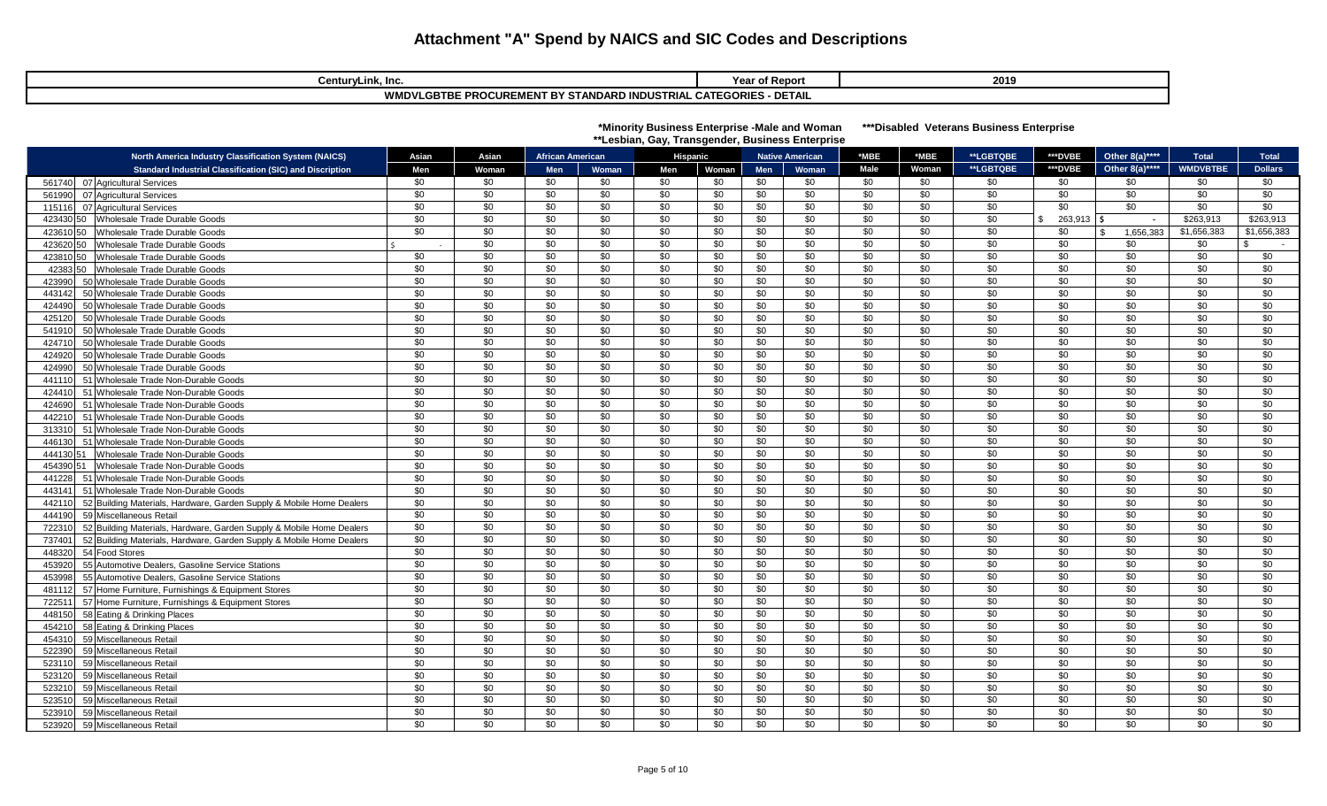# Attachment "A" Spend by NAICS and SIC Codes and Descriptions

| CenturyLink, Inc. | Year of Report | 2019 |
|---|---|---|
| WMDVLGBTBE PROCUREMENT BY STANDARD INDUSTRIAL CATEGORIES - DETAIL | | |

*Minority Business Enterprise -Male and Woman &nbsp;&nbsp;&nbsp; ***Disabled Veterans Business Enterprise
**Lesbian, Gay, Transgender, Business Enterprise

| North America Industry Classification System (NAICS) | | Asian | Asian | African American | | Hispanic | | Native American | | *MBE | *MBE | **LGBTQBE | ***DVBE | Other 8(a)**** | Total | Total |
|---|---|---|---|---|---|---|---|---|---|---|---|---|---|---|---|---|
| Standard Industrial Classification (SIC) and Discription | | Men | Woman | Men | Woman | Men | Woman | Men | Woman | Male | Woman | **LGBTQBE | ***DVBE | Other 8(a)**** | WMDVBTBE | Dollars |
| 561740 | 07 Agricultural Services | $0 | $0 | $0 | $0 | $0 | $0 | $0 | $0 | $0 | $0 | $0 | $0 | $0 | $0 | $0 |
| 561990 | 07 Agricultural Services | $0 | $0 | $0 | $0 | $0 | $0 | $0 | $0 | $0 | $0 | $0 | $0 | $0 | $0 | $0 |
| 115116 | 07 Agricultural Services | $0 | $0 | $0 | $0 | $0 | $0 | $0 | $0 | $0 | $0 | $0 | $0 | $0 | $0 | $0 |
| 423430 50 | Wholesale Trade Durable Goods | $0 | $0 | $0 | $0 | $0 | $0 | $0 | $0 | $0 | $0 | $0 | $ 263,913 | $ - | $263,913 | $263,913 |
| 423610 50 | Wholesale Trade Durable Goods | $0 | $0 | $0 | $0 | $0 | $0 | $0 | $0 | $0 | $0 | $0 | $0 | $ 1,656,383 | $1,656,383 | $1,656,383 |
| 423620 50 | Wholesale Trade Durable Goods | $ - | $0 | $0 | $0 | $0 | $0 | $0 | $0 | $0 | $0 | $0 | $0 | $0 | $0 | $ - |
| 423810 50 | Wholesale Trade Durable Goods | $0 | $0 | $0 | $0 | $0 | $0 | $0 | $0 | $0 | $0 | $0 | $0 | $0 | $0 | $0 |
| 42383 50 | Wholesale Trade Durable Goods | $0 | $0 | $0 | $0 | $0 | $0 | $0 | $0 | $0 | $0 | $0 | $0 | $0 | $0 | $0 |
| 423990 | 50 Wholesale Trade Durable Goods | $0 | $0 | $0 | $0 | $0 | $0 | $0 | $0 | $0 | $0 | $0 | $0 | $0 | $0 | $0 |
| 443142 | 50 Wholesale Trade Durable Goods | $0 | $0 | $0 | $0 | $0 | $0 | $0 | $0 | $0 | $0 | $0 | $0 | $0 | $0 | $0 |
| 424490 | 50 Wholesale Trade Durable Goods | $0 | $0 | $0 | $0 | $0 | $0 | $0 | $0 | $0 | $0 | $0 | $0 | $0 | $0 | $0 |
| 425120 | 50 Wholesale Trade Durable Goods | $0 | $0 | $0 | $0 | $0 | $0 | $0 | $0 | $0 | $0 | $0 | $0 | $0 | $0 | $0 |
| 541910 | 50 Wholesale Trade Durable Goods | $0 | $0 | $0 | $0 | $0 | $0 | $0 | $0 | $0 | $0 | $0 | $0 | $0 | $0 | $0 |
| 424710 | 50 Wholesale Trade Durable Goods | $0 | $0 | $0 | $0 | $0 | $0 | $0 | $0 | $0 | $0 | $0 | $0 | $0 | $0 | $0 |
| 424920 | 50 Wholesale Trade Durable Goods | $0 | $0 | $0 | $0 | $0 | $0 | $0 | $0 | $0 | $0 | $0 | $0 | $0 | $0 | $0 |
| 424990 | 50 Wholesale Trade Durable Goods | $0 | $0 | $0 | $0 | $0 | $0 | $0 | $0 | $0 | $0 | $0 | $0 | $0 | $0 | $0 |
| 441110 | 51 Wholesale Trade Non-Durable Goods | $0 | $0 | $0 | $0 | $0 | $0 | $0 | $0 | $0 | $0 | $0 | $0 | $0 | $0 | $0 |
| 424410 | 51 Wholesale Trade Non-Durable Goods | $0 | $0 | $0 | $0 | $0 | $0 | $0 | $0 | $0 | $0 | $0 | $0 | $0 | $0 | $0 |
| 424690 | 51 Wholesale Trade Non-Durable Goods | $0 | $0 | $0 | $0 | $0 | $0 | $0 | $0 | $0 | $0 | $0 | $0 | $0 | $0 | $0 |
| 442210 | 51 Wholesale Trade Non-Durable Goods | $0 | $0 | $0 | $0 | $0 | $0 | $0 | $0 | $0 | $0 | $0 | $0 | $0 | $0 | $0 |
| 313310 | 51 Wholesale Trade Non-Durable Goods | $0 | $0 | $0 | $0 | $0 | $0 | $0 | $0 | $0 | $0 | $0 | $0 | $0 | $0 | $0 |
| 446130 | 51 Wholesale Trade Non-Durable Goods | $0 | $0 | $0 | $0 | $0 | $0 | $0 | $0 | $0 | $0 | $0 | $0 | $0 | $0 | $0 |
| 444130 51 | Wholesale Trade Non-Durable Goods | $0 | $0 | $0 | $0 | $0 | $0 | $0 | $0 | $0 | $0 | $0 | $0 | $0 | $0 | $0 |
| 454390 51 | Wholesale Trade Non-Durable Goods | $0 | $0 | $0 | $0 | $0 | $0 | $0 | $0 | $0 | $0 | $0 | $0 | $0 | $0 | $0 |
| 441228 | 51 Wholesale Trade Non-Durable Goods | $0 | $0 | $0 | $0 | $0 | $0 | $0 | $0 | $0 | $0 | $0 | $0 | $0 | $0 | $0 |
| 443141 | 51 Wholesale Trade Non-Durable Goods | $0 | $0 | $0 | $0 | $0 | $0 | $0 | $0 | $0 | $0 | $0 | $0 | $0 | $0 | $0 |
| 442110 | 52 Building Materials, Hardware, Garden Supply & Mobile Home Dealers | $0 | $0 | $0 | $0 | $0 | $0 | $0 | $0 | $0 | $0 | $0 | $0 | $0 | $0 | $0 |
| 444190 | 59 Miscellaneous Retail | $0 | $0 | $0 | $0 | $0 | $0 | $0 | $0 | $0 | $0 | $0 | $0 | $0 | $0 | $0 |
| 722310 | 52 Building Materials, Hardware, Garden Supply & Mobile Home Dealers | $0 | $0 | $0 | $0 | $0 | $0 | $0 | $0 | $0 | $0 | $0 | $0 | $0 | $0 | $0 |
| 737401 | 52 Building Materials, Hardware, Garden Supply & Mobile Home Dealers | $0 | $0 | $0 | $0 | $0 | $0 | $0 | $0 | $0 | $0 | $0 | $0 | $0 | $0 | $0 |
| 448320 | 54 Food Stores | $0 | $0 | $0 | $0 | $0 | $0 | $0 | $0 | $0 | $0 | $0 | $0 | $0 | $0 | $0 |
| 453920 | 55 Automotive Dealers, Gasoline Service Stations | $0 | $0 | $0 | $0 | $0 | $0 | $0 | $0 | $0 | $0 | $0 | $0 | $0 | $0 | $0 |
| 453998 | 55 Automotive Dealers, Gasoline Service Stations | $0 | $0 | $0 | $0 | $0 | $0 | $0 | $0 | $0 | $0 | $0 | $0 | $0 | $0 | $0 |
| 481112 | 57 Home Furniture, Furnishings & Equipment Stores | $0 | $0 | $0 | $0 | $0 | $0 | $0 | $0 | $0 | $0 | $0 | $0 | $0 | $0 | $0 |
| 722511 | 57 Home Furniture, Furnishings & Equipment Stores | $0 | $0 | $0 | $0 | $0 | $0 | $0 | $0 | $0 | $0 | $0 | $0 | $0 | $0 | $0 |
| 448150 | 58 Eating & Drinking Places | $0 | $0 | $0 | $0 | $0 | $0 | $0 | $0 | $0 | $0 | $0 | $0 | $0 | $0 | $0 |
| 454210 | 58 Eating & Drinking Places | $0 | $0 | $0 | $0 | $0 | $0 | $0 | $0 | $0 | $0 | $0 | $0 | $0 | $0 | $0 |
| 454310 | 59 Miscellaneous Retail | $0 | $0 | $0 | $0 | $0 | $0 | $0 | $0 | $0 | $0 | $0 | $0 | $0 | $0 | $0 |
| 522390 | 59 Miscellaneous Retail | $0 | $0 | $0 | $0 | $0 | $0 | $0 | $0 | $0 | $0 | $0 | $0 | $0 | $0 | $0 |
| 523110 | 59 Miscellaneous Retail | $0 | $0 | $0 | $0 | $0 | $0 | $0 | $0 | $0 | $0 | $0 | $0 | $0 | $0 | $0 |
| 523120 | 59 Miscellaneous Retail | $0 | $0 | $0 | $0 | $0 | $0 | $0 | $0 | $0 | $0 | $0 | $0 | $0 | $0 | $0 |
| 523210 | 59 Miscellaneous Retail | $0 | $0 | $0 | $0 | $0 | $0 | $0 | $0 | $0 | $0 | $0 | $0 | $0 | $0 | $0 |
| 523510 | 59 Miscellaneous Retail | $0 | $0 | $0 | $0 | $0 | $0 | $0 | $0 | $0 | $0 | $0 | $0 | $0 | $0 | $0 |
| 523910 | 59 Miscellaneous Retail | $0 | $0 | $0 | $0 | $0 | $0 | $0 | $0 | $0 | $0 | $0 | $0 | $0 | $0 | $0 |
| 523920 | 59 Miscellaneous Retail | $0 | $0 | $0 | $0 | $0 | $0 | $0 | $0 | $0 | $0 | $0 | $0 | $0 | $0 | $0 |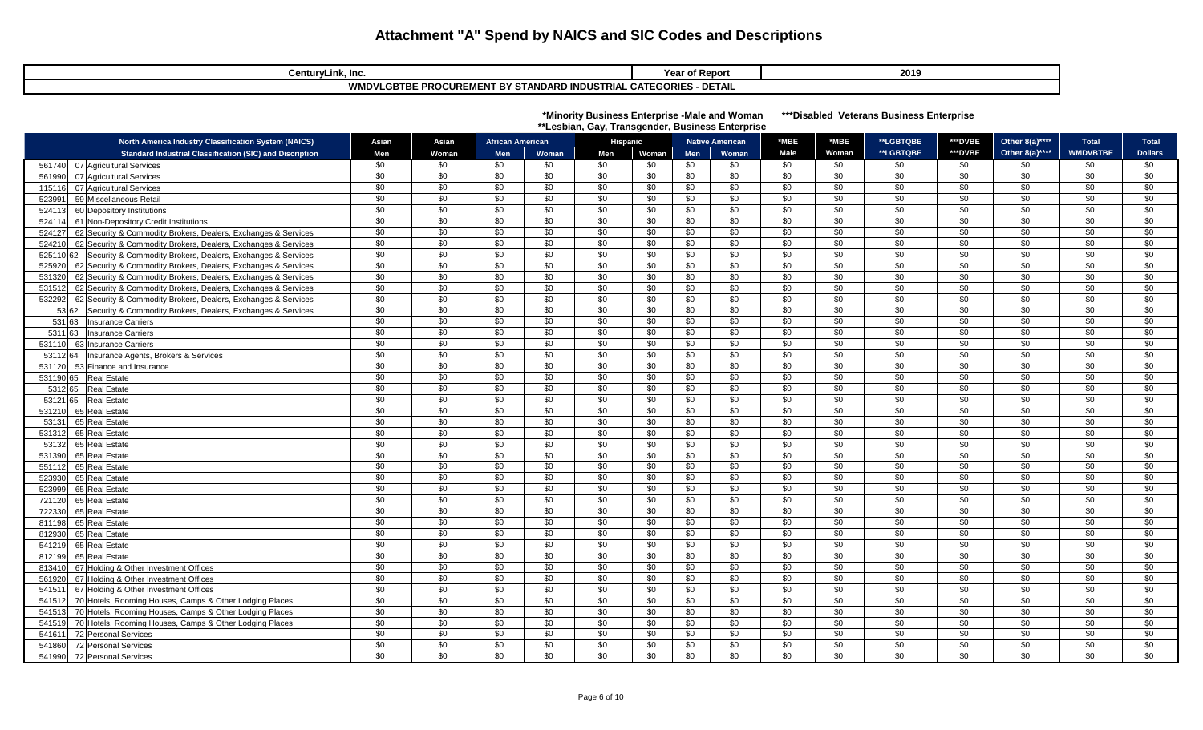# Attachment "A" Spend by NAICS and SIC Codes and Descriptions

| CenturyLink, Inc. | Year of Report | 2019 |
|---|---|---|
| WMDVLGBTBE PROCUREMENT BY STANDARD INDUSTRIAL CATEGORIES - DETAIL | | |

*Minority Business Enterprise -Male and Woman ***Disabled Veterans Business Enterprise
**Lesbian, Gay, Transgender, Business Enterprise

| North America Industry Classification System (NAICS) | | Asian | Asian | African American | | Hispanic | | Native American | | *MBE | *MBE | **LGBTQBE | ***DVBE | Other 8(a)**** | Total | Total |
|---|---|---|---|---|---|---|---|---|---|---|---|---|---|---|---|---|
| Standard Industrial Classification (SIC) and Discription | | Men | Woman | Men | Woman | Men | Woman | Men | Woman | Male | Woman | **LGBTQBE | ***DVBE | Other 8(a)**** | WMDVBTBE | Dollars |
| 561740 | 07 Agricultural Services | $0 | $0 | $0 | $0 | $0 | $0 | $0 | $0 | $0 | $0 | $0 | $0 | $0 | $0 | $0 |
| 561990 | 07 Agricultural Services | $0 | $0 | $0 | $0 | $0 | $0 | $0 | $0 | $0 | $0 | $0 | $0 | $0 | $0 | $0 |
| 115116 | 07 Agricultural Services | $0 | $0 | $0 | $0 | $0 | $0 | $0 | $0 | $0 | $0 | $0 | $0 | $0 | $0 | $0 |
| 523991 | 59 Miscellaneous Retail | $0 | $0 | $0 | $0 | $0 | $0 | $0 | $0 | $0 | $0 | $0 | $0 | $0 | $0 | $0 |
| 524113 | 60 Depository Institutions | $0 | $0 | $0 | $0 | $0 | $0 | $0 | $0 | $0 | $0 | $0 | $0 | $0 | $0 | $0 |
| 524114 | 61 Non-Depository Credit Institutions | $0 | $0 | $0 | $0 | $0 | $0 | $0 | $0 | $0 | $0 | $0 | $0 | $0 | $0 | $0 |
| 524127 | 62 Security & Commodity Brokers, Dealers, Exchanges & Services | $0 | $0 | $0 | $0 | $0 | $0 | $0 | $0 | $0 | $0 | $0 | $0 | $0 | $0 | $0 |
| 524210 | 62 Security & Commodity Brokers, Dealers, Exchanges & Services | $0 | $0 | $0 | $0 | $0 | $0 | $0 | $0 | $0 | $0 | $0 | $0 | $0 | $0 | $0 |
| 525110 | 62 Security & Commodity Brokers, Dealers, Exchanges & Services | $0 | $0 | $0 | $0 | $0 | $0 | $0 | $0 | $0 | $0 | $0 | $0 | $0 | $0 | $0 |
| 525920 | 62 Security & Commodity Brokers, Dealers, Exchanges & Services | $0 | $0 | $0 | $0 | $0 | $0 | $0 | $0 | $0 | $0 | $0 | $0 | $0 | $0 | $0 |
| 531320 | 62 Security & Commodity Brokers, Dealers, Exchanges & Services | $0 | $0 | $0 | $0 | $0 | $0 | $0 | $0 | $0 | $0 | $0 | $0 | $0 | $0 | $0 |
| 531512 | 62 Security & Commodity Brokers, Dealers, Exchanges & Services | $0 | $0 | $0 | $0 | $0 | $0 | $0 | $0 | $0 | $0 | $0 | $0 | $0 | $0 | $0 |
| 532292 | 62 Security & Commodity Brokers, Dealers, Exchanges & Services | $0 | $0 | $0 | $0 | $0 | $0 | $0 | $0 | $0 | $0 | $0 | $0 | $0 | $0 | $0 |
| 53 | 62 Security & Commodity Brokers, Dealers, Exchanges & Services | $0 | $0 | $0 | $0 | $0 | $0 | $0 | $0 | $0 | $0 | $0 | $0 | $0 | $0 | $0 |
| 531 | 63 Insurance Carriers | $0 | $0 | $0 | $0 | $0 | $0 | $0 | $0 | $0 | $0 | $0 | $0 | $0 | $0 | $0 |
| 5311 | 63 Insurance Carriers | $0 | $0 | $0 | $0 | $0 | $0 | $0 | $0 | $0 | $0 | $0 | $0 | $0 | $0 | $0 |
| 531110 | 63 Insurance Carriers | $0 | $0 | $0 | $0 | $0 | $0 | $0 | $0 | $0 | $0 | $0 | $0 | $0 | $0 | $0 |
| 53112 | 64 Insurance Agents, Brokers & Services | $0 | $0 | $0 | $0 | $0 | $0 | $0 | $0 | $0 | $0 | $0 | $0 | $0 | $0 | $0 |
| 531120 | 53 Finance and Insurance | $0 | $0 | $0 | $0 | $0 | $0 | $0 | $0 | $0 | $0 | $0 | $0 | $0 | $0 | $0 |
| 531190 | 65 Real Estate | $0 | $0 | $0 | $0 | $0 | $0 | $0 | $0 | $0 | $0 | $0 | $0 | $0 | $0 | $0 |
| 5312 | 65 Real Estate | $0 | $0 | $0 | $0 | $0 | $0 | $0 | $0 | $0 | $0 | $0 | $0 | $0 | $0 | $0 |
| 53121 | 65 Real Estate | $0 | $0 | $0 | $0 | $0 | $0 | $0 | $0 | $0 | $0 | $0 | $0 | $0 | $0 | $0 |
| 531210 | 65 Real Estate | $0 | $0 | $0 | $0 | $0 | $0 | $0 | $0 | $0 | $0 | $0 | $0 | $0 | $0 | $0 |
| 53131 | 65 Real Estate | $0 | $0 | $0 | $0 | $0 | $0 | $0 | $0 | $0 | $0 | $0 | $0 | $0 | $0 | $0 |
| 531312 | 65 Real Estate | $0 | $0 | $0 | $0 | $0 | $0 | $0 | $0 | $0 | $0 | $0 | $0 | $0 | $0 | $0 |
| 53132 | 65 Real Estate | $0 | $0 | $0 | $0 | $0 | $0 | $0 | $0 | $0 | $0 | $0 | $0 | $0 | $0 | $0 |
| 531390 | 65 Real Estate | $0 | $0 | $0 | $0 | $0 | $0 | $0 | $0 | $0 | $0 | $0 | $0 | $0 | $0 | $0 |
| 551112 | 65 Real Estate | $0 | $0 | $0 | $0 | $0 | $0 | $0 | $0 | $0 | $0 | $0 | $0 | $0 | $0 | $0 |
| 523930 | 65 Real Estate | $0 | $0 | $0 | $0 | $0 | $0 | $0 | $0 | $0 | $0 | $0 | $0 | $0 | $0 | $0 |
| 523999 | 65 Real Estate | $0 | $0 | $0 | $0 | $0 | $0 | $0 | $0 | $0 | $0 | $0 | $0 | $0 | $0 | $0 |
| 721120 | 65 Real Estate | $0 | $0 | $0 | $0 | $0 | $0 | $0 | $0 | $0 | $0 | $0 | $0 | $0 | $0 | $0 |
| 722330 | 65 Real Estate | $0 | $0 | $0 | $0 | $0 | $0 | $0 | $0 | $0 | $0 | $0 | $0 | $0 | $0 | $0 |
| 811198 | 65 Real Estate | $0 | $0 | $0 | $0 | $0 | $0 | $0 | $0 | $0 | $0 | $0 | $0 | $0 | $0 | $0 |
| 812930 | 65 Real Estate | $0 | $0 | $0 | $0 | $0 | $0 | $0 | $0 | $0 | $0 | $0 | $0 | $0 | $0 | $0 |
| 541219 | 65 Real Estate | $0 | $0 | $0 | $0 | $0 | $0 | $0 | $0 | $0 | $0 | $0 | $0 | $0 | $0 | $0 |
| 812199 | 65 Real Estate | $0 | $0 | $0 | $0 | $0 | $0 | $0 | $0 | $0 | $0 | $0 | $0 | $0 | $0 | $0 |
| 813410 | 67 Holding & Other Investment Offices | $0 | $0 | $0 | $0 | $0 | $0 | $0 | $0 | $0 | $0 | $0 | $0 | $0 | $0 | $0 |
| 561920 | 67 Holding & Other Investment Offices | $0 | $0 | $0 | $0 | $0 | $0 | $0 | $0 | $0 | $0 | $0 | $0 | $0 | $0 | $0 |
| 541511 | 67 Holding & Other Investment Offices | $0 | $0 | $0 | $0 | $0 | $0 | $0 | $0 | $0 | $0 | $0 | $0 | $0 | $0 | $0 |
| 541512 | 70 Hotels, Rooming Houses, Camps & Other Lodging Places | $0 | $0 | $0 | $0 | $0 | $0 | $0 | $0 | $0 | $0 | $0 | $0 | $0 | $0 | $0 |
| 541513 | 70 Hotels, Rooming Houses, Camps & Other Lodging Places | $0 | $0 | $0 | $0 | $0 | $0 | $0 | $0 | $0 | $0 | $0 | $0 | $0 | $0 | $0 |
| 541519 | 70 Hotels, Rooming Houses, Camps & Other Lodging Places | $0 | $0 | $0 | $0 | $0 | $0 | $0 | $0 | $0 | $0 | $0 | $0 | $0 | $0 | $0 |
| 541611 | 72 Personal Services | $0 | $0 | $0 | $0 | $0 | $0 | $0 | $0 | $0 | $0 | $0 | $0 | $0 | $0 | $0 |
| 541860 | 72 Personal Services | $0 | $0 | $0 | $0 | $0 | $0 | $0 | $0 | $0 | $0 | $0 | $0 | $0 | $0 | $0 |
| 541990 | 72 Personal Services | $0 | $0 | $0 | $0 | $0 | $0 | $0 | $0 | $0 | $0 | $0 | $0 | $0 | $0 | $0 |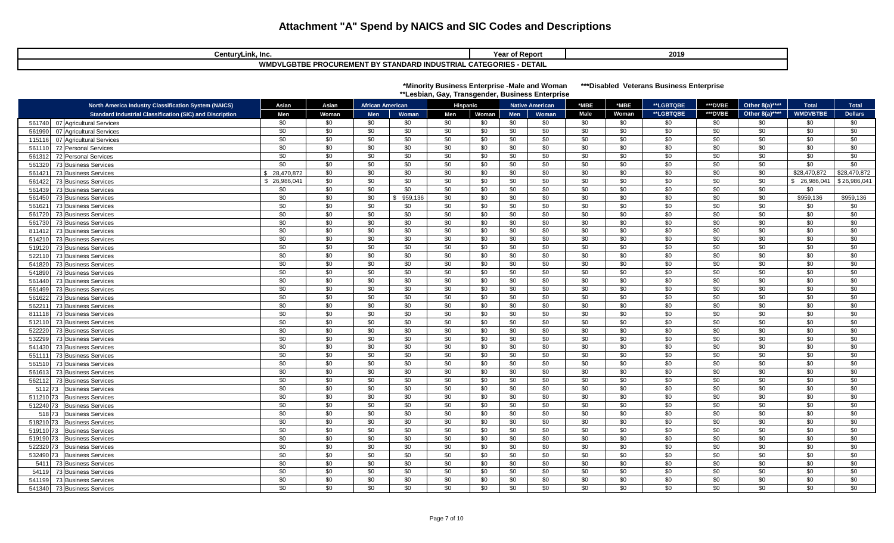# Attachment "A" Spend by NAICS and SIC Codes and Descriptions

| CenturyLink, Inc. | Year of Report | 2019 |
|---|---|---|
| WMDVLGBTBE PROCUREMENT BY STANDARD INDUSTRIAL CATEGORIES - DETAIL | | |

*Minority Business Enterprise -Male and Woman ***Disabled Veterans Business Enterprise
**Lesbian, Gay, Transgender, Business Enterprise

| North America Industry Classification System (NAICS) | | Asian | Asian | African American | | Hispanic | | Native American | | *MBE | *MBE | **LGBTQBE | ***DVBE | Other 8(a)**** | Total | Total |
|---|---|---|---|---|---|---|---|---|---|---|---|---|---|---|---|---|
| Standard Industrial Classification (SIC) and Discription | | Men | Woman | Men | Woman | Men | Woman | Men | Woman | Male | Woman | **LGBTQBE | ***DVBE | Other 8(a)**** | WMDVBTBE | Dollars |
| 561740 | 07 Agricultural Services | $0 | $0 | $0 | $0 | $0 | $0 | $0 | $0 | $0 | $0 | $0 | $0 | $0 | $0 | $0 |
| 561990 | 07 Agricultural Services | $0 | $0 | $0 | $0 | $0 | $0 | $0 | $0 | $0 | $0 | $0 | $0 | $0 | $0 | $0 |
| 115116 | 07 Agricultural Services | $0 | $0 | $0 | $0 | $0 | $0 | $0 | $0 | $0 | $0 | $0 | $0 | $0 | $0 | $0 |
| 561110 | 72 Personal Services | $0 | $0 | $0 | $0 | $0 | $0 | $0 | $0 | $0 | $0 | $0 | $0 | $0 | $0 | $0 |
| 561312 | 72 Personal Services | $0 | $0 | $0 | $0 | $0 | $0 | $0 | $0 | $0 | $0 | $0 | $0 | $0 | $0 | $0 |
| 561320 | 73 Business Services | $0 | $0 | $0 | $0 | $0 | $0 | $0 | $0 | $0 | $0 | $0 | $0 | $0 | $0 | $0 |
| 561421 | 73 Business Services | $ 28,470,872 | $0 | $0 | $0 | $0 | $0 | $0 | $0 | $0 | $0 | $0 | $0 | $0 | $28,470,872 | $28,470,872 |
| 561422 | 73 Business Services | $ 26,986,041 | $0 | $0 | $0 | $0 | $0 | $0 | $0 | $0 | $0 | $0 | $0 | $0 | $ 26,986,041 | $ 26,986,041 |
| 561439 | 73 Business Services | $0 | $0 | $0 | $0 | $0 | $0 | $0 | $0 | $0 | $0 | $0 | $0 | $0 | $0 | $0 |
| 561450 | 73 Business Services | $0 | $0 | $0 | $ 959,136 | $0 | $0 | $0 | $0 | $0 | $0 | $0 | $0 | $0 | $959,136 | $959,136 |
| 561621 | 73 Business Services | $0 | $0 | $0 | $0 | $0 | $0 | $0 | $0 | $0 | $0 | $0 | $0 | $0 | $0 | $0 |
| 561720 | 73 Business Services | $0 | $0 | $0 | $0 | $0 | $0 | $0 | $0 | $0 | $0 | $0 | $0 | $0 | $0 | $0 |
| 561730 | 73 Business Services | $0 | $0 | $0 | $0 | $0 | $0 | $0 | $0 | $0 | $0 | $0 | $0 | $0 | $0 | $0 |
| 811412 | 73 Business Services | $0 | $0 | $0 | $0 | $0 | $0 | $0 | $0 | $0 | $0 | $0 | $0 | $0 | $0 | $0 |
| 514210 | 73 Business Services | $0 | $0 | $0 | $0 | $0 | $0 | $0 | $0 | $0 | $0 | $0 | $0 | $0 | $0 | $0 |
| 519120 | 73 Business Services | $0 | $0 | $0 | $0 | $0 | $0 | $0 | $0 | $0 | $0 | $0 | $0 | $0 | $0 | $0 |
| 522110 | 73 Business Services | $0 | $0 | $0 | $0 | $0 | $0 | $0 | $0 | $0 | $0 | $0 | $0 | $0 | $0 | $0 |
| 541820 | 73 Business Services | $0 | $0 | $0 | $0 | $0 | $0 | $0 | $0 | $0 | $0 | $0 | $0 | $0 | $0 | $0 |
| 541890 | 73 Business Services | $0 | $0 | $0 | $0 | $0 | $0 | $0 | $0 | $0 | $0 | $0 | $0 | $0 | $0 | $0 |
| 561440 | 73 Business Services | $0 | $0 | $0 | $0 | $0 | $0 | $0 | $0 | $0 | $0 | $0 | $0 | $0 | $0 | $0 |
| 561499 | 73 Business Services | $0 | $0 | $0 | $0 | $0 | $0 | $0 | $0 | $0 | $0 | $0 | $0 | $0 | $0 | $0 |
| 561622 | 73 Business Services | $0 | $0 | $0 | $0 | $0 | $0 | $0 | $0 | $0 | $0 | $0 | $0 | $0 | $0 | $0 |
| 562211 | 73 Business Services | $0 | $0 | $0 | $0 | $0 | $0 | $0 | $0 | $0 | $0 | $0 | $0 | $0 | $0 | $0 |
| 811118 | 73 Business Services | $0 | $0 | $0 | $0 | $0 | $0 | $0 | $0 | $0 | $0 | $0 | $0 | $0 | $0 | $0 |
| 512110 | 73 Business Services | $0 | $0 | $0 | $0 | $0 | $0 | $0 | $0 | $0 | $0 | $0 | $0 | $0 | $0 | $0 |
| 522220 | 73 Business Services | $0 | $0 | $0 | $0 | $0 | $0 | $0 | $0 | $0 | $0 | $0 | $0 | $0 | $0 | $0 |
| 532299 | 73 Business Services | $0 | $0 | $0 | $0 | $0 | $0 | $0 | $0 | $0 | $0 | $0 | $0 | $0 | $0 | $0 |
| 541430 | 73 Business Services | $0 | $0 | $0 | $0 | $0 | $0 | $0 | $0 | $0 | $0 | $0 | $0 | $0 | $0 | $0 |
| 551111 | 73 Business Services | $0 | $0 | $0 | $0 | $0 | $0 | $0 | $0 | $0 | $0 | $0 | $0 | $0 | $0 | $0 |
| 561510 | 73 Business Services | $0 | $0 | $0 | $0 | $0 | $0 | $0 | $0 | $0 | $0 | $0 | $0 | $0 | $0 | $0 |
| 561613 | 73 Business Services | $0 | $0 | $0 | $0 | $0 | $0 | $0 | $0 | $0 | $0 | $0 | $0 | $0 | $0 | $0 |
| 562112 | 73 Business Services | $0 | $0 | $0 | $0 | $0 | $0 | $0 | $0 | $0 | $0 | $0 | $0 | $0 | $0 | $0 |
| 5112 | 73 Business Services | $0 | $0 | $0 | $0 | $0 | $0 | $0 | $0 | $0 | $0 | $0 | $0 | $0 | $0 | $0 |
| 511210 | 73 Business Services | $0 | $0 | $0 | $0 | $0 | $0 | $0 | $0 | $0 | $0 | $0 | $0 | $0 | $0 | $0 |
| 512240 | 73 Business Services | $0 | $0 | $0 | $0 | $0 | $0 | $0 | $0 | $0 | $0 | $0 | $0 | $0 | $0 | $0 |
| 518 | 73 Business Services | $0 | $0 | $0 | $0 | $0 | $0 | $0 | $0 | $0 | $0 | $0 | $0 | $0 | $0 | $0 |
| 518210 | 73 Business Services | $0 | $0 | $0 | $0 | $0 | $0 | $0 | $0 | $0 | $0 | $0 | $0 | $0 | $0 | $0 |
| 519110 | 73 Business Services | $0 | $0 | $0 | $0 | $0 | $0 | $0 | $0 | $0 | $0 | $0 | $0 | $0 | $0 | $0 |
| 519190 | 73 Business Services | $0 | $0 | $0 | $0 | $0 | $0 | $0 | $0 | $0 | $0 | $0 | $0 | $0 | $0 | $0 |
| 522320 | 73 Business Services | $0 | $0 | $0 | $0 | $0 | $0 | $0 | $0 | $0 | $0 | $0 | $0 | $0 | $0 | $0 |
| 532490 | 73 Business Services | $0 | $0 | $0 | $0 | $0 | $0 | $0 | $0 | $0 | $0 | $0 | $0 | $0 | $0 | $0 |
| 5411 | 73 Business Services | $0 | $0 | $0 | $0 | $0 | $0 | $0 | $0 | $0 | $0 | $0 | $0 | $0 | $0 | $0 |
| 54119 | 73 Business Services | $0 | $0 | $0 | $0 | $0 | $0 | $0 | $0 | $0 | $0 | $0 | $0 | $0 | $0 | $0 |
| 541199 | 73 Business Services | $0 | $0 | $0 | $0 | $0 | $0 | $0 | $0 | $0 | $0 | $0 | $0 | $0 | $0 | $0 |
| 541340 | 73 Business Services | $0 | $0 | $0 | $0 | $0 | $0 | $0 | $0 | $0 | $0 | $0 | $0 | $0 | $0 | $0 |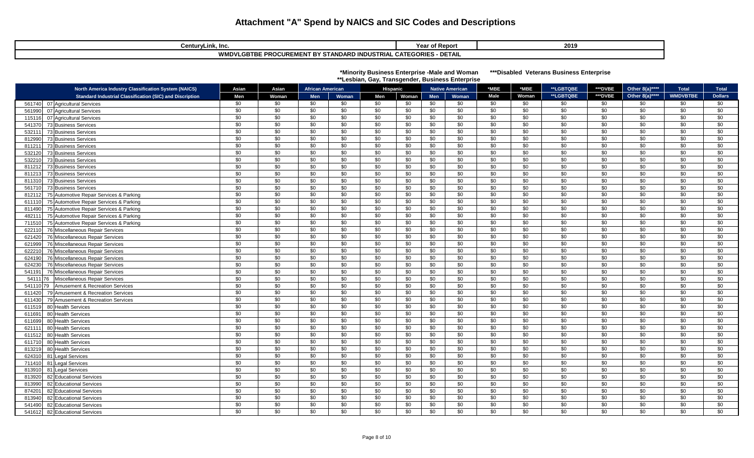# Attachment "A" Spend by NAICS and SIC Codes and Descriptions

| CenturyLink, Inc. | Year of Report | 2019 |
|---|---|---|
| WMDVLGBTBE PROCUREMENT BY STANDARD INDUSTRIAL CATEGORIES - DETAIL | | |

*Minority Business Enterprise -Male and Woman ***Disabled Veterans Business Enterprise
**Lesbian, Gay, Transgender, Business Enterprise

| North America Industry Classification System (NAICS) | Asian | Asian | African American | | Hispanic | | Native American | | *MBE | *MBE | **LGBTQBE | ***DVBE | Other 8(a)**** | Total | Total |
|---|---|---|---|---|---|---|---|---|---|---|---|---|---|---|---|
| Standard Industrial Classification (SIC) and Discription | Men | Woman | Men | Woman | Men | Woman | Men | Woman | Male | Woman | **LGBTQBE | ***DVBE | Other 8(a)**** | WMDVBTBE | Dollars |
| 561740 07 Agricultural Services | $0 | $0 | $0 | $0 | $0 | $0 | $0 | $0 | $0 | $0 | $0 | $0 | $0 | $0 | $0 |
| 561990 07 Agricultural Services | $0 | $0 | $0 | $0 | $0 | $0 | $0 | $0 | $0 | $0 | $0 | $0 | $0 | $0 | $0 |
| 115116 07 Agricultural Services | $0 | $0 | $0 | $0 | $0 | $0 | $0 | $0 | $0 | $0 | $0 | $0 | $0 | $0 | $0 |
| 541370 73 Business Services | $0 | $0 | $0 | $0 | $0 | $0 | $0 | $0 | $0 | $0 | $0 | $0 | $0 | $0 | $0 |
| 532111 73 Business Services | $0 | $0 | $0 | $0 | $0 | $0 | $0 | $0 | $0 | $0 | $0 | $0 | $0 | $0 | $0 |
| 812990 73 Business Services | $0 | $0 | $0 | $0 | $0 | $0 | $0 | $0 | $0 | $0 | $0 | $0 | $0 | $0 | $0 |
| 811211 73 Business Services | $0 | $0 | $0 | $0 | $0 | $0 | $0 | $0 | $0 | $0 | $0 | $0 | $0 | $0 | $0 |
| 532120 73 Business Services | $0 | $0 | $0 | $0 | $0 | $0 | $0 | $0 | $0 | $0 | $0 | $0 | $0 | $0 | $0 |
| 532210 73 Business Services | $0 | $0 | $0 | $0 | $0 | $0 | $0 | $0 | $0 | $0 | $0 | $0 | $0 | $0 | $0 |
| 811212 73 Business Services | $0 | $0 | $0 | $0 | $0 | $0 | $0 | $0 | $0 | $0 | $0 | $0 | $0 | $0 | $0 |
| 811213 73 Business Services | $0 | $0 | $0 | $0 | $0 | $0 | $0 | $0 | $0 | $0 | $0 | $0 | $0 | $0 | $0 |
| 811310 73 Business Services | $0 | $0 | $0 | $0 | $0 | $0 | $0 | $0 | $0 | $0 | $0 | $0 | $0 | $0 | $0 |
| 561710 73 Business Services | $0 | $0 | $0 | $0 | $0 | $0 | $0 | $0 | $0 | $0 | $0 | $0 | $0 | $0 | $0 |
| 812112 75 Automotive Repair Services & Parking | $0 | $0 | $0 | $0 | $0 | $0 | $0 | $0 | $0 | $0 | $0 | $0 | $0 | $0 | $0 |
| 611110 75 Automotive Repair Services & Parking | $0 | $0 | $0 | $0 | $0 | $0 | $0 | $0 | $0 | $0 | $0 | $0 | $0 | $0 | $0 |
| 811490 75 Automotive Repair Services & Parking | $0 | $0 | $0 | $0 | $0 | $0 | $0 | $0 | $0 | $0 | $0 | $0 | $0 | $0 | $0 |
| 482111 75 Automotive Repair Services & Parking | $0 | $0 | $0 | $0 | $0 | $0 | $0 | $0 | $0 | $0 | $0 | $0 | $0 | $0 | $0 |
| 711510 75 Automotive Repair Services & Parking | $0 | $0 | $0 | $0 | $0 | $0 | $0 | $0 | $0 | $0 | $0 | $0 | $0 | $0 | $0 |
| 622110 76 Miscellaneous Repair Services | $0 | $0 | $0 | $0 | $0 | $0 | $0 | $0 | $0 | $0 | $0 | $0 | $0 | $0 | $0 |
| 621420 76 Miscellaneous Repair Services | $0 | $0 | $0 | $0 | $0 | $0 | $0 | $0 | $0 | $0 | $0 | $0 | $0 | $0 | $0 |
| 621999 76 Miscellaneous Repair Services | $0 | $0 | $0 | $0 | $0 | $0 | $0 | $0 | $0 | $0 | $0 | $0 | $0 | $0 | $0 |
| 622210 76 Miscellaneous Repair Services | $0 | $0 | $0 | $0 | $0 | $0 | $0 | $0 | $0 | $0 | $0 | $0 | $0 | $0 | $0 |
| 624190 76 Miscellaneous Repair Services | $0 | $0 | $0 | $0 | $0 | $0 | $0 | $0 | $0 | $0 | $0 | $0 | $0 | $0 | $0 |
| 624230 76 Miscellaneous Repair Services | $0 | $0 | $0 | $0 | $0 | $0 | $0 | $0 | $0 | $0 | $0 | $0 | $0 | $0 | $0 |
| 541191 76 Miscellaneous Repair Services | $0 | $0 | $0 | $0 | $0 | $0 | $0 | $0 | $0 | $0 | $0 | $0 | $0 | $0 | $0 |
| 54111 76 Miscellaneous Repair Services | $0 | $0 | $0 | $0 | $0 | $0 | $0 | $0 | $0 | $0 | $0 | $0 | $0 | $0 | $0 |
| 541110 79 Amusement & Recreation Services | $0 | $0 | $0 | $0 | $0 | $0 | $0 | $0 | $0 | $0 | $0 | $0 | $0 | $0 | $0 |
| 611420 79 Amusement & Recreation Services | $0 | $0 | $0 | $0 | $0 | $0 | $0 | $0 | $0 | $0 | $0 | $0 | $0 | $0 | $0 |
| 611430 79 Amusement & Recreation Services | $0 | $0 | $0 | $0 | $0 | $0 | $0 | $0 | $0 | $0 | $0 | $0 | $0 | $0 | $0 |
| 611519 80 Health Services | $0 | $0 | $0 | $0 | $0 | $0 | $0 | $0 | $0 | $0 | $0 | $0 | $0 | $0 | $0 |
| 611691 80 Health Services | $0 | $0 | $0 | $0 | $0 | $0 | $0 | $0 | $0 | $0 | $0 | $0 | $0 | $0 | $0 |
| 611699 80 Health Services | $0 | $0 | $0 | $0 | $0 | $0 | $0 | $0 | $0 | $0 | $0 | $0 | $0 | $0 | $0 |
| 621111 80 Health Services | $0 | $0 | $0 | $0 | $0 | $0 | $0 | $0 | $0 | $0 | $0 | $0 | $0 | $0 | $0 |
| 611512 80 Health Services | $0 | $0 | $0 | $0 | $0 | $0 | $0 | $0 | $0 | $0 | $0 | $0 | $0 | $0 | $0 |
| 611710 80 Health Services | $0 | $0 | $0 | $0 | $0 | $0 | $0 | $0 | $0 | $0 | $0 | $0 | $0 | $0 | $0 |
| 813219 80 Health Services | $0 | $0 | $0 | $0 | $0 | $0 | $0 | $0 | $0 | $0 | $0 | $0 | $0 | $0 | $0 |
| 624310 81 Legal Services | $0 | $0 | $0 | $0 | $0 | $0 | $0 | $0 | $0 | $0 | $0 | $0 | $0 | $0 | $0 |
| 711410 81 Legal Services | $0 | $0 | $0 | $0 | $0 | $0 | $0 | $0 | $0 | $0 | $0 | $0 | $0 | $0 | $0 |
| 813910 81 Legal Services | $0 | $0 | $0 | $0 | $0 | $0 | $0 | $0 | $0 | $0 | $0 | $0 | $0 | $0 | $0 |
| 813920 82 Educational Services | $0 | $0 | $0 | $0 | $0 | $0 | $0 | $0 | $0 | $0 | $0 | $0 | $0 | $0 | $0 |
| 813990 82 Educational Services | $0 | $0 | $0 | $0 | $0 | $0 | $0 | $0 | $0 | $0 | $0 | $0 | $0 | $0 | $0 |
| 874201 82 Educational Services | $0 | $0 | $0 | $0 | $0 | $0 | $0 | $0 | $0 | $0 | $0 | $0 | $0 | $0 | $0 |
| 813940 82 Educational Services | $0 | $0 | $0 | $0 | $0 | $0 | $0 | $0 | $0 | $0 | $0 | $0 | $0 | $0 | $0 |
| 541490 82 Educational Services | $0 | $0 | $0 | $0 | $0 | $0 | $0 | $0 | $0 | $0 | $0 | $0 | $0 | $0 | $0 |
| 541612 82 Educational Services | $0 | $0 | $0 | $0 | $0 | $0 | $0 | $0 | $0 | $0 | $0 | $0 | $0 | $0 | $0 |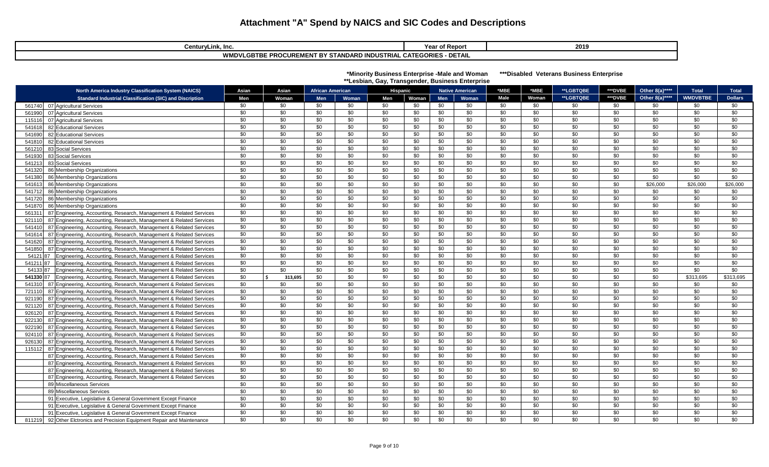# Attachment "A" Spend by NAICS and SIC Codes and Descriptions

| CenturyLink, Inc. | Year of Report | 2019 |
|---|---|---|
| WMDVLGBTBE PROCUREMENT BY STANDARD INDUSTRIAL CATEGORIES - DETAIL | | |

*Minority Business Enterprise -Male and Woman ***Disabled Veterans Business Enterprise
**Lesbian, Gay, Transgender, Business Enterprise

| North America Industry Classification System (NAICS) | | Asian | Asian | African American | | Hispanic | | Native American | | *MBE | *MBE | **LGBTQBE | ***DVBE | Other 8(a)**** | Total | Total |
|---|---|---|---|---|---|---|---|---|---|---|---|---|---|---|---|---|
| | Standard Industrial Classification (SIC) and Discription | Men | Woman | Men | Woman | Men | Woman | Men | Woman | Male | Woman | **LGBTQBE | ***DVBE | Other 8(a)**** | WMDVBTBE | Dollars |
| 561740 | 07 Agricultural Services | $0 | $0 | $0 | $0 | $0 | $0 | $0 | $0 | $0 | $0 | $0 | $0 | $0 | $0 | $0 |
| 561990 | 07 Agricultural Services | $0 | $0 | $0 | $0 | $0 | $0 | $0 | $0 | $0 | $0 | $0 | $0 | $0 | $0 | $0 |
| 115116 | 07 Agricultural Services | $0 | $0 | $0 | $0 | $0 | $0 | $0 | $0 | $0 | $0 | $0 | $0 | $0 | $0 | $0 |
| 541618 | 82 Educational Services | $0 | $0 | $0 | $0 | $0 | $0 | $0 | $0 | $0 | $0 | $0 | $0 | $0 | $0 | $0 |
| 541690 | 82 Educational Services | $0 | $0 | $0 | $0 | $0 | $0 | $0 | $0 | $0 | $0 | $0 | $0 | $0 | $0 | $0 |
| 541810 | 82 Educational Services | $0 | $0 | $0 | $0 | $0 | $0 | $0 | $0 | $0 | $0 | $0 | $0 | $0 | $0 | $0 |
| 561210 | 83 Social Services | $0 | $0 | $0 | $0 | $0 | $0 | $0 | $0 | $0 | $0 | $0 | $0 | $0 | $0 | $0 |
| 541930 | 83 Social Services | $0 | $0 | $0 | $0 | $0 | $0 | $0 | $0 | $0 | $0 | $0 | $0 | $0 | $0 | $0 |
| 541213 | 83 Social Services | $0 | $0 | $0 | $0 | $0 | $0 | $0 | $0 | $0 | $0 | $0 | $0 | $0 | $0 | $0 |
| 541320 | 86 Membership Organizations | $0 | $0 | $0 | $0 | $0 | $0 | $0 | $0 | $0 | $0 | $0 | $0 | $0 | $0 | $0 |
| 541380 | 86 Membership Organizations | $0 | $0 | $0 | $0 | $0 | $0 | $0 | $0 | $0 | $0 | $0 | $0 | $0 | $0 | $0 |
| 541613 | 86 Membership Organizations | $0 | $0 | $0 | $0 | $0 | $0 | $0 | $0 | $0 | $0 | $0 | $0 | $26,000 | $26,000 | $26,000 |
| 541712 | 86 Membership Organizations | $0 | $0 | $0 | $0 | $0 | $0 | $0 | $0 | $0 | $0 | $0 | $0 | $0 | $0 | $0 |
| 541720 | 86 Membership Organizations | $0 | $0 | $0 | $0 | $0 | $0 | $0 | $0 | $0 | $0 | $0 | $0 | $0 | $0 | $0 |
| 541870 | 86 Membership Organizations | $0 | $0 | $0 | $0 | $0 | $0 | $0 | $0 | $0 | $0 | $0 | $0 | $0 | $0 | $0 |
| 561311 | 87 Engineering, Accounting, Research, Management & Related Services | $0 | $0 | $0 | $0 | $0 | $0 | $0 | $0 | $0 | $0 | $0 | $0 | $0 | $0 | $0 |
| 921110 | 87 Engineering, Accounting, Research, Management & Related Services | $0 | $0 | $0 | $0 | $0 | $0 | $0 | $0 | $0 | $0 | $0 | $0 | $0 | $0 | $0 |
| 541410 | 87 Engineering, Accounting, Research, Management & Related Services | $0 | $0 | $0 | $0 | $0 | $0 | $0 | $0 | $0 | $0 | $0 | $0 | $0 | $0 | $0 |
| 541614 | 87 Engineering, Accounting, Research, Management & Related Services | $0 | $0 | $0 | $0 | $0 | $0 | $0 | $0 | $0 | $0 | $0 | $0 | $0 | $0 | $0 |
| 541620 | 87 Engineering, Accounting, Research, Management & Related Services | $0 | $0 | $0 | $0 | $0 | $0 | $0 | $0 | $0 | $0 | $0 | $0 | $0 | $0 | $0 |
| 541850 | 87 Engineering, Accounting, Research, Management & Related Services | $0 | $0 | $0 | $0 | $0 | $0 | $0 | $0 | $0 | $0 | $0 | $0 | $0 | $0 | $0 |
| 54121 | 87 Engineering, Accounting, Research, Management & Related Services | $0 | $0 | $0 | $0 | $0 | $0 | $0 | $0 | $0 | $0 | $0 | $0 | $0 | $0 | $0 |
| 541211 | 87 Engineering, Accounting, Research, Management & Related Services | $0 | $0 | $0 | $0 | $0 | $0 | $0 | $0 | $0 | $0 | $0 | $0 | $0 | $0 | $0 |
| 54133 | 87 Engineering, Accounting, Research, Management & Related Services | $0 | $0 | $0 | $0 | $0 | $0 | $0 | $0 | $0 | $0 | $0 | $0 | $0 | $0 | $0 |
| **541330** | 87 Engineering, Accounting, Research, Management & Related Services | $0 | $ 313,695 | $0 | $0 | $0 | $0 | $0 | $0 | $0 | $0 | $0 | $0 | $0 | $313,695 | $313,695 |
| 541310 | 87 Engineering, Accounting, Research, Management & Related Services | $0 | $0 | $0 | $0 | $0 | $0 | $0 | $0 | $0 | $0 | $0 | $0 | $0 | $0 | $0 |
| 721110 | 87 Engineering, Accounting, Research, Management & Related Services | $0 | $0 | $0 | $0 | $0 | $0 | $0 | $0 | $0 | $0 | $0 | $0 | $0 | $0 | $0 |
| 921190 | 87 Engineering, Accounting, Research, Management & Related Services | $0 | $0 | $0 | $0 | $0 | $0 | $0 | $0 | $0 | $0 | $0 | $0 | $0 | $0 | $0 |
| 921120 | 87 Engineering, Accounting, Research, Management & Related Services | $0 | $0 | $0 | $0 | $0 | $0 | $0 | $0 | $0 | $0 | $0 | $0 | $0 | $0 | $0 |
| 926120 | 87 Engineering, Accounting, Research, Management & Related Services | $0 | $0 | $0 | $0 | $0 | $0 | $0 | $0 | $0 | $0 | $0 | $0 | $0 | $0 | $0 |
| 922130 | 87 Engineering, Accounting, Research, Management & Related Services | $0 | $0 | $0 | $0 | $0 | $0 | $0 | $0 | $0 | $0 | $0 | $0 | $0 | $0 | $0 |
| 922190 | 87 Engineering, Accounting, Research, Management & Related Services | $0 | $0 | $0 | $0 | $0 | $0 | $0 | $0 | $0 | $0 | $0 | $0 | $0 | $0 | $0 |
| 924110 | 87 Engineering, Accounting, Research, Management & Related Services | $0 | $0 | $0 | $0 | $0 | $0 | $0 | $0 | $0 | $0 | $0 | $0 | $0 | $0 | $0 |
| 926130 | 87 Engineering, Accounting, Research, Management & Related Services | $0 | $0 | $0 | $0 | $0 | $0 | $0 | $0 | $0 | $0 | $0 | $0 | $0 | $0 | $0 |
| 115112 | 87 Engineering, Accounting, Research, Management & Related Services | $0 | $0 | $0 | $0 | $0 | $0 | $0 | $0 | $0 | $0 | $0 | $0 | $0 | $0 | $0 |
| | 87 Engineering, Accounting, Research, Management & Related Services | $0 | $0 | $0 | $0 | $0 | $0 | $0 | $0 | $0 | $0 | $0 | $0 | $0 | $0 | $0 |
| | 87 Engineering, Accounting, Research, Management & Related Services | $0 | $0 | $0 | $0 | $0 | $0 | $0 | $0 | $0 | $0 | $0 | $0 | $0 | $0 | $0 |
| | 87 Engineering, Accounting, Research, Management & Related Services | $0 | $0 | $0 | $0 | $0 | $0 | $0 | $0 | $0 | $0 | $0 | $0 | $0 | $0 | $0 |
| | 87 Engineering, Accounting, Research, Management & Related Services | $0 | $0 | $0 | $0 | $0 | $0 | $0 | $0 | $0 | $0 | $0 | $0 | $0 | $0 | $0 |
| | 89 Miscellaneous Services | $0 | $0 | $0 | $0 | $0 | $0 | $0 | $0 | $0 | $0 | $0 | $0 | $0 | $0 | $0 |
| | 89 Miscellaneous Services | $0 | $0 | $0 | $0 | $0 | $0 | $0 | $0 | $0 | $0 | $0 | $0 | $0 | $0 | $0 |
| | 91 Executive, Legislative & General Government Except Finance | $0 | $0 | $0 | $0 | $0 | $0 | $0 | $0 | $0 | $0 | $0 | $0 | $0 | $0 | $0 |
| | 91 Executive, Legislative & General Government Except Finance | $0 | $0 | $0 | $0 | $0 | $0 | $0 | $0 | $0 | $0 | $0 | $0 | $0 | $0 | $0 |
| | 91 Executive, Legislative & General Government Except Finance | $0 | $0 | $0 | $0 | $0 | $0 | $0 | $0 | $0 | $0 | $0 | $0 | $0 | $0 | $0 |
| 811219 | 92 Other Elctronics and Precision Equipment Repair and Maintenance | $0 | $0 | $0 | $0 | $0 | $0 | $0 | $0 | $0 | $0 | $0 | $0 | $0 | $0 | $0 |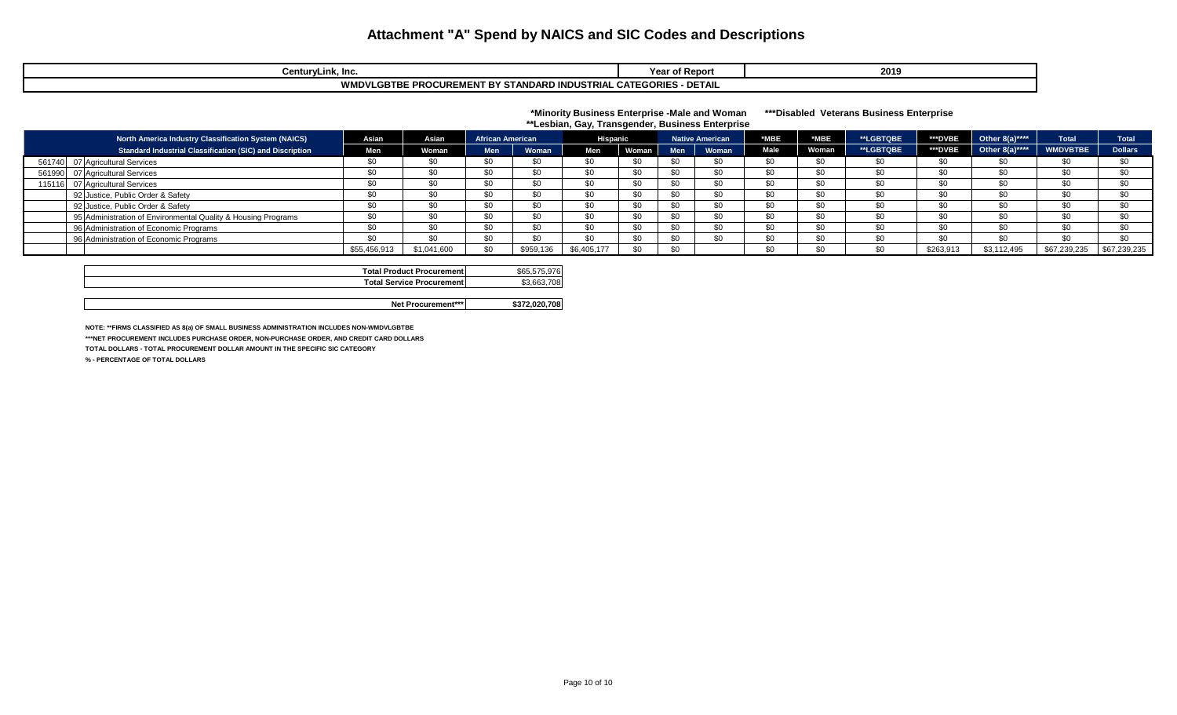# Attachment "A" Spend by NAICS and SIC Codes and Descriptions

| CenturyLink, Inc. | Year of Report | 2019 |
|---|---|---|
| WMDVLGBTBE PROCUREMENT BY STANDARD INDUSTRIAL CATEGORIES - DETAIL | | |

*Minority Business Enterprise -Male and Woman  ***Disabled Veterans Business Enterprise
**Lesbian, Gay, Transgender, Business Enterprise

| North America Industry Classification System (NAICS) | | Asian | Asian | African American | | Hispanic | | Native American | | *MBE | *MBE | **LGBTQBE | ***DVBE | Other 8(a)**** | Total | Total |
|---|---|---|---|---|---|---|---|---|---|---|---|---|---|---|---|---|
| Standard Industrial Classification (SIC) and Discription | | Men | Woman | Men | Woman | Men | Woman | Men | Woman | Male | Woman | **LGBTQBE | ***DVBE | Other 8(a)**** | WMDVBTBE | Dollars |
| 561740 | 07 Agricultural Services | $0 | $0 | $0 | $0 | $0 | $0 | $0 | $0 | $0 | $0 | $0 | $0 | $0 | $0 | $0 |
| 561990 | 07 Agricultural Services | $0 | $0 | $0 | $0 | $0 | $0 | $0 | $0 | $0 | $0 | $0 | $0 | $0 | $0 | $0 |
| 115116 | 07 Agricultural Services | $0 | $0 | $0 | $0 | $0 | $0 | $0 | $0 | $0 | $0 | $0 | $0 | $0 | $0 | $0 |
| | 92 Justice, Public Order & Safety | $0 | $0 | $0 | $0 | $0 | $0 | $0 | $0 | $0 | $0 | $0 | $0 | $0 | $0 | $0 |
| | 92 Justice, Public Order & Safety | $0 | $0 | $0 | $0 | $0 | $0 | $0 | $0 | $0 | $0 | $0 | $0 | $0 | $0 | $0 |
| | 95 Administration of Environmental Quality & Housing Programs | $0 | $0 | $0 | $0 | $0 | $0 | $0 | $0 | $0 | $0 | $0 | $0 | $0 | $0 | $0 |
| | 96 Administration of Economic Programs | $0 | $0 | $0 | $0 | $0 | $0 | $0 | $0 | $0 | $0 | $0 | $0 | $0 | $0 | $0 |
| | 96 Administration of Economic Programs | $0 | $0 | $0 | $0 | $0 | $0 | $0 | $0 | $0 | $0 | $0 | $0 | $0 | $0 | $0 |
| | | $55,456,913 | $1,041,600 | $0 | $959,136 | $6,405,177 | $0 | $0 | | $0 | $0 | $0 | $263,913 | $3,112,495 | $67,239,235 | $67,239,235 |

| | |
|---|---|
| Total Product Procurement | $65,575,976 |
| Total Service Procurement | $3,663,708 |
| Net Procurement*** | $372,020,708 |

**NOTE: **FIRMS CLASSIFIED AS 8(a) OF SMALL BUSINESS ADMINISTRATION INCLUDES NON-WMDVLGBTBE**

*****NET PROCUREMENT INCLUDES PURCHASE ORDER, NON-PURCHASE ORDER, AND CREDIT CARD DOLLARS**

**TOTAL DOLLARS - TOTAL PROCUREMENT DOLLAR AMOUNT IN THE SPECIFIC SIC CATEGORY**

**% - PERCENTAGE OF TOTAL DOLLARS**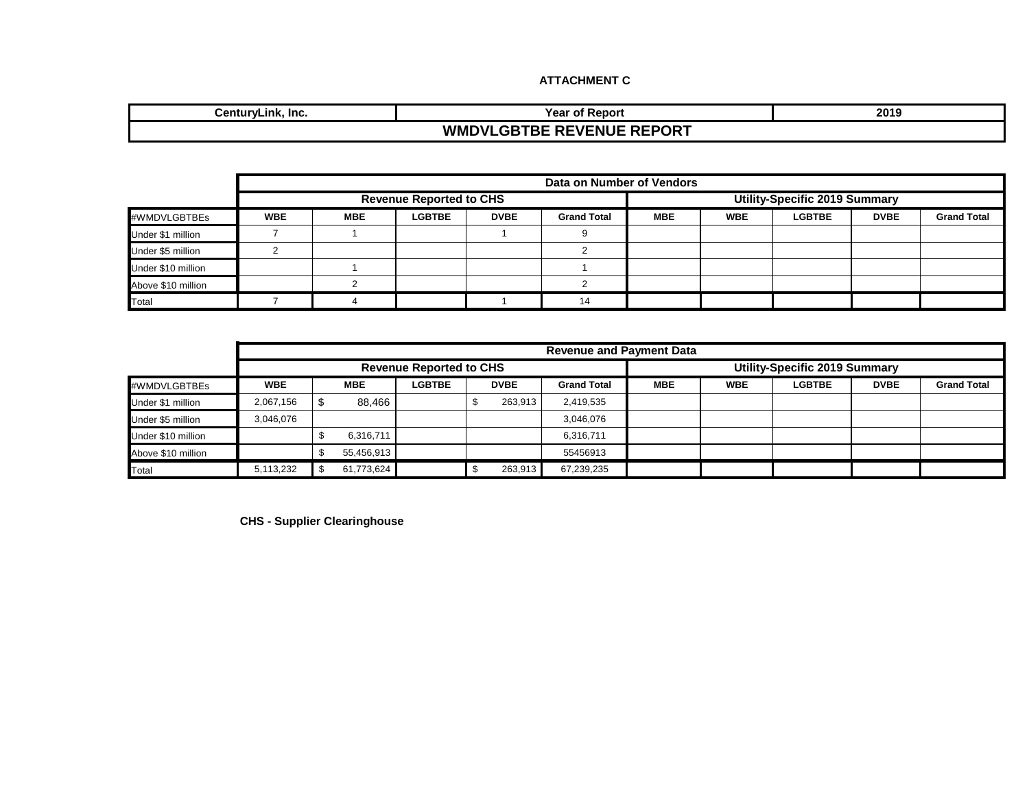**ATTACHMENT C**

| CenturyLink, Inc. | Year of Report | 2019 |
|---|---|---|
| **WMDVLGBTBE REVENUE REPORT** | | |

| | Data on Number of Vendors | | | | | | | | | |
|---|---|---|---|---|---|---|---|---|---|---|
| | Revenue Reported to CHS | | | | | Utility-Specific 2019 Summary | | | | |
| #WMDVLGBTBEs | WBE | MBE | LGBTBE | DVBE | Grand Total | MBE | WBE | LGBTBE | DVBE | Grand Total |
| Under $1 million | 7 | 1 | | 1 | 9 | | | | | |
| Under $5 million | 2 | | | | 2 | | | | | |
| Under $10 million | | 1 | | | 1 | | | | | |
| Above $10 million | | 2 | | | 2 | | | | | |
| Total | 7 | 4 | | 1 | 14 | | | | | |

| | Revenue and Payment Data | | | | | | | | | |
|---|---|---|---|---|---|---|---|---|---|---|
| | Revenue Reported to CHS | | | | | Utility-Specific 2019 Summary | | | | |
| #WMDVLGBTBEs | WBE | MBE | LGBTBE | DVBE | Grand Total | MBE | WBE | LGBTBE | DVBE | Grand Total |
| Under $1 million | 2,067,156 | $ 88,466 | | $ 263,913 | 2,419,535 | | | | | |
| Under $5 million | 3,046,076 | | | | 3,046,076 | | | | | |
| Under $10 million | | $ 6,316,711 | | | 6,316,711 | | | | | |
| Above $10 million | | $ 55,456,913 | | | 55456913 | | | | | |
| Total | 5,113,232 | $ 61,773,624 | | $ 263,913 | 67,239,235 | | | | | |

**CHS - Supplier Clearinghouse**